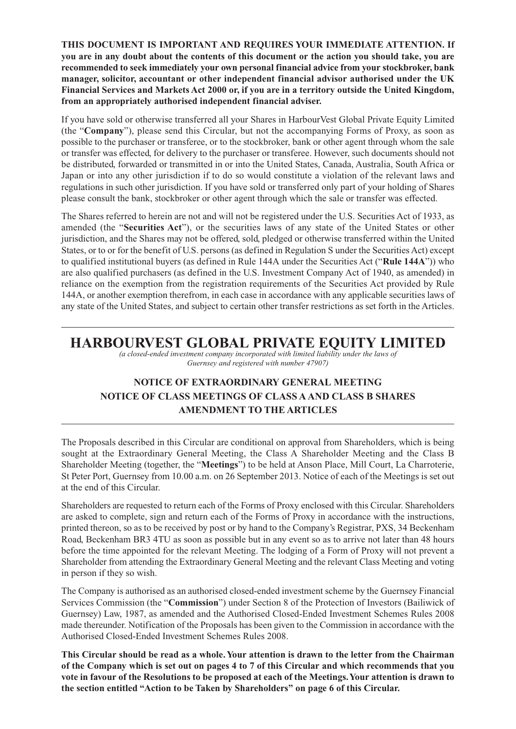**THIS DOCUMENT IS IMPORTANT AND REQUIRES YOUR IMMEDIATE ATTENTION. If you are in any doubt about the contents of this document or the action you should take, you are recommended to seek immediately your own personal financial advice from your stockbroker, bank manager, solicitor, accountant or other independent financial advisor authorised under the UK Financial Services and Markets Act 2000 or, if you are in a territory outside the United Kingdom, from an appropriately authorised independent financial adviser.**

If you have sold or otherwise transferred all your Shares in HarbourVest Global Private Equity Limited (the "**Company**"), please send this Circular, but not the accompanying Forms of Proxy, as soon as possible to the purchaser or transferee, or to the stockbroker, bank or other agent through whom the sale or transfer was effected, for delivery to the purchaser or transferee. However, such documents should not be distributed, forwarded or transmitted in or into the United States, Canada, Australia, South Africa or Japan or into any other jurisdiction if to do so would constitute a violation of the relevant laws and regulations in such other jurisdiction. If you have sold or transferred only part of your holding of Shares please consult the bank, stockbroker or other agent through which the sale or transfer was effected.

The Shares referred to herein are not and will not be registered under the U.S. Securities Act of 1933, as amended (the "**Securities Act**"), or the securities laws of any state of the United States or other jurisdiction, and the Shares may not be offered, sold, pledged or otherwise transferred within the United States, or to or for the benefit of U.S. persons (as defined in Regulation S under the Securities Act) except to qualified institutional buyers (as defined in Rule 144A under the Securities Act ("**Rule 144A**")) who are also qualified purchasers (as defined in the U.S. Investment Company Act of 1940, as amended) in reliance on the exemption from the registration requirements of the Securities Act provided by Rule 144A, or another exemption therefrom, in each case in accordance with any applicable securities laws of any state of the United States, and subject to certain other transfer restrictions as set forth in the Articles.

# HARBOURVEST GLOBAL PRIVATE EQUITY LIMITED

*(a closed-ended investment company incorporated with limited liability under the laws of Guernsey and registered with number 47907)*

## NOTICE OF EXTRAORDINARY GENERAL MEETING
## NOTICE OF CLASS MEETINGS OF CLASS A AND CLASS B SHARES
## AMENDMENT TO THE ARTICLES

The Proposals described in this Circular are conditional on approval from Shareholders, which is being sought at the Extraordinary General Meeting, the Class A Shareholder Meeting and the Class B Shareholder Meeting (together, the "**Meetings**") to be held at Anson Place, Mill Court, La Charroterie, St Peter Port, Guernsey from 10.00 a.m. on 26 September 2013. Notice of each of the Meetings is set out at the end of this Circular.

Shareholders are requested to return each of the Forms of Proxy enclosed with this Circular. Shareholders are asked to complete, sign and return each of the Forms of Proxy in accordance with the instructions, printed thereon, so as to be received by post or by hand to the Company's Registrar, PXS, 34 Beckenham Road, Beckenham BR3 4TU as soon as possible but in any event so as to arrive not later than 48 hours before the time appointed for the relevant Meeting. The lodging of a Form of Proxy will not prevent a Shareholder from attending the Extraordinary General Meeting and the relevant Class Meeting and voting in person if they so wish.

The Company is authorised as an authorised closed-ended investment scheme by the Guernsey Financial Services Commission (the "**Commission**") under Section 8 of the Protection of Investors (Bailiwick of Guernsey) Law, 1987, as amended and the Authorised Closed-Ended Investment Schemes Rules 2008 made thereunder. Notification of the Proposals has been given to the Commission in accordance with the Authorised Closed-Ended Investment Schemes Rules 2008.

**This Circular should be read as a whole. Your attention is drawn to the letter from the Chairman of the Company which is set out on pages 4 to 7 of this Circular and which recommends that you vote in favour of the Resolutions to be proposed at each of the Meetings. Your attention is drawn to the section entitled "Action to be Taken by Shareholders" on page 6 of this Circular.**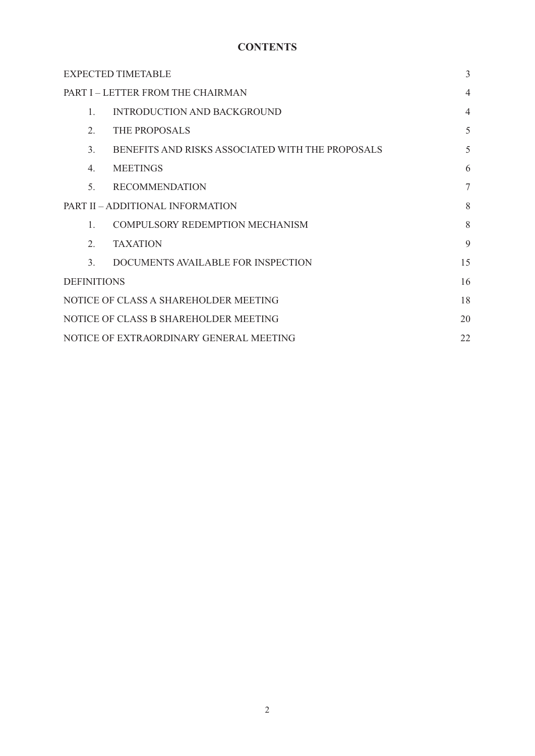# CONTENTS

| | |
|---|---|
| EXPECTED TIMETABLE | 3 |
| PART I – LETTER FROM THE CHAIRMAN | 4 |
| 1. INTRODUCTION AND BACKGROUND | 4 |
| 2. THE PROPOSALS | 5 |
| 3. BENEFITS AND RISKS ASSOCIATED WITH THE PROPOSALS | 5 |
| 4. MEETINGS | 6 |
| 5. RECOMMENDATION | 7 |
| PART II – ADDITIONAL INFORMATION | 8 |
| 1. COMPULSORY REDEMPTION MECHANISM | 8 |
| 2. TAXATION | 9 |
| 3. DOCUMENTS AVAILABLE FOR INSPECTION | 15 |
| DEFINITIONS | 16 |
| NOTICE OF CLASS A SHAREHOLDER MEETING | 18 |
| NOTICE OF CLASS B SHAREHOLDER MEETING | 20 |
| NOTICE OF EXTRAORDINARY GENERAL MEETING | 22 |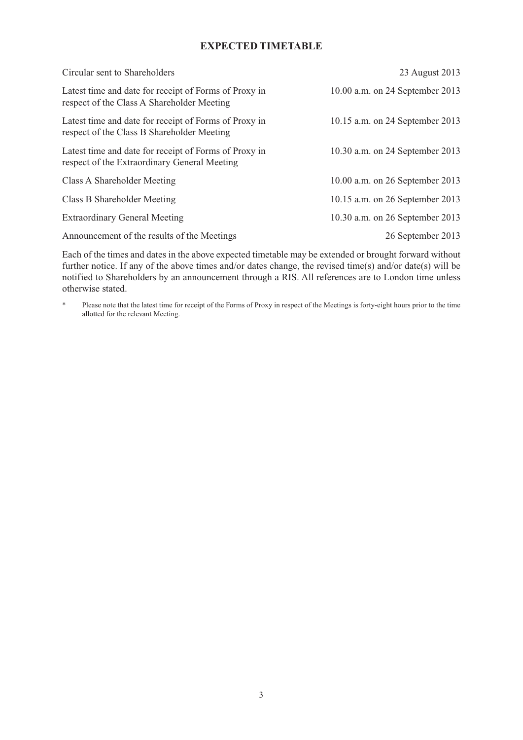# EXPECTED TIMETABLE

| | |
|---|---|
| Circular sent to Shareholders | 23 August 2013 |
| Latest time and date for receipt of Forms of Proxy in respect of the Class A Shareholder Meeting | 10.00 a.m. on 24 September 2013 |
| Latest time and date for receipt of Forms of Proxy in respect of the Class B Shareholder Meeting | 10.15 a.m. on 24 September 2013 |
| Latest time and date for receipt of Forms of Proxy in respect of the Extraordinary General Meeting | 10.30 a.m. on 24 September 2013 |
| Class A Shareholder Meeting | 10.00 a.m. on 26 September 2013 |
| Class B Shareholder Meeting | 10.15 a.m. on 26 September 2013 |
| Extraordinary General Meeting | 10.30 a.m. on 26 September 2013 |
| Announcement of the results of the Meetings | 26 September 2013 |

Each of the times and dates in the above expected timetable may be extended or brought forward without further notice. If any of the above times and/or dates change, the revised time(s) and/or date(s) will be notified to Shareholders by an announcement through a RIS. All references are to London time unless otherwise stated.

\* Please note that the latest time for receipt of the Forms of Proxy in respect of the Meetings is forty-eight hours prior to the time allotted for the relevant Meeting.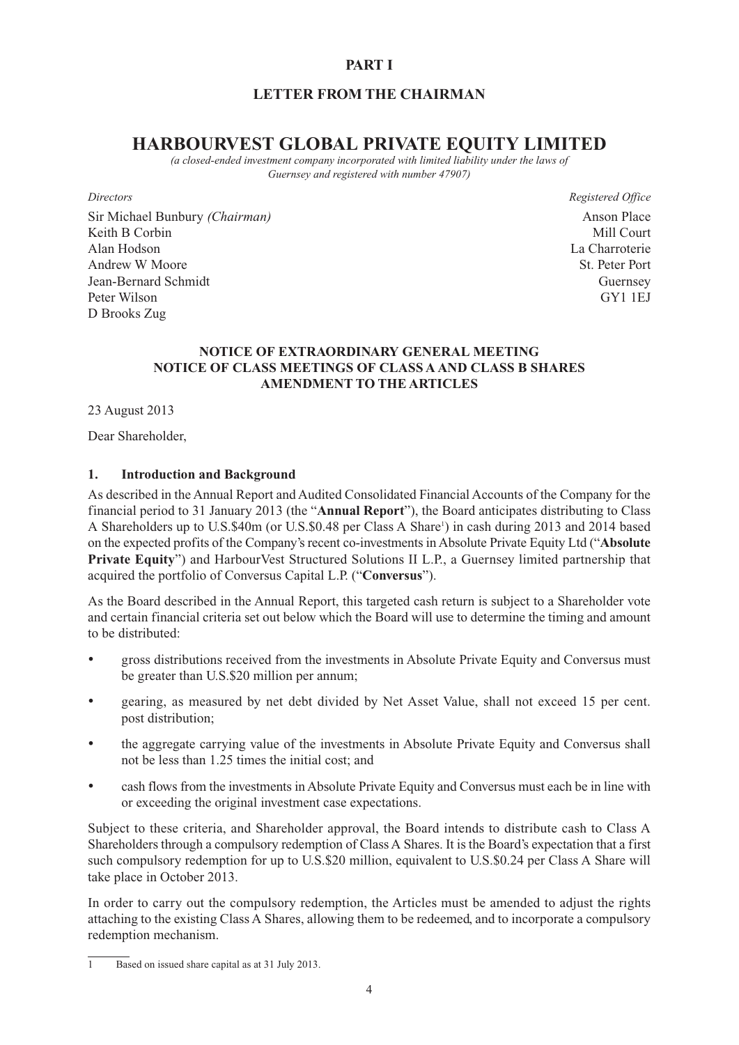**PART I**

**LETTER FROM THE CHAIRMAN**

# HARBOURVEST GLOBAL PRIVATE EQUITY LIMITED

*(a closed-ended investment company incorporated with limited liability under the laws of Guernsey and registered with number 47907)*

*Directors*

Sir Michael Bunbury *(Chairman)*
Keith B Corbin
Alan Hodson
Andrew W Moore
Jean-Bernard Schmidt
Peter Wilson
D Brooks Zug

*Registered Office*

Anson Place
Mill Court
La Charroterie
St. Peter Port
Guernsey
GY1 1EJ

**NOTICE OF EXTRAORDINARY GENERAL MEETING**
**NOTICE OF CLASS MEETINGS OF CLASS A AND CLASS B SHARES**
**AMENDMENT TO THE ARTICLES**

23 August 2013

Dear Shareholder,

## 1. Introduction and Background

As described in the Annual Report and Audited Consolidated Financial Accounts of the Company for the financial period to 31 January 2013 (the "**Annual Report**"), the Board anticipates distributing to Class A Shareholders up to U.S.$40m (or U.S.$0.48 per Class A Share[1]) in cash during 2013 and 2014 based on the expected profits of the Company's recent co-investments in Absolute Private Equity Ltd ("**Absolute Private Equity**") and HarbourVest Structured Solutions II L.P., a Guernsey limited partnership that acquired the portfolio of Conversus Capital L.P. ("**Conversus**").

As the Board described in the Annual Report, this targeted cash return is subject to a Shareholder vote and certain financial criteria set out below which the Board will use to determine the timing and amount to be distributed:

- gross distributions received from the investments in Absolute Private Equity and Conversus must be greater than U.S.$20 million per annum;
- gearing, as measured by net debt divided by Net Asset Value, shall not exceed 15 per cent. post distribution;
- the aggregate carrying value of the investments in Absolute Private Equity and Conversus shall not be less than 1.25 times the initial cost; and
- cash flows from the investments in Absolute Private Equity and Conversus must each be in line with or exceeding the original investment case expectations.

Subject to these criteria, and Shareholder approval, the Board intends to distribute cash to Class A Shareholders through a compulsory redemption of Class A Shares. It is the Board's expectation that a first such compulsory redemption for up to U.S.$20 million, equivalent to U.S.$0.24 per Class A Share will take place in October 2013.

In order to carry out the compulsory redemption, the Articles must be amended to adjust the rights attaching to the existing Class A Shares, allowing them to be redeemed, and to incorporate a compulsory redemption mechanism.

---

1 Based on issued share capital as at 31 July 2013.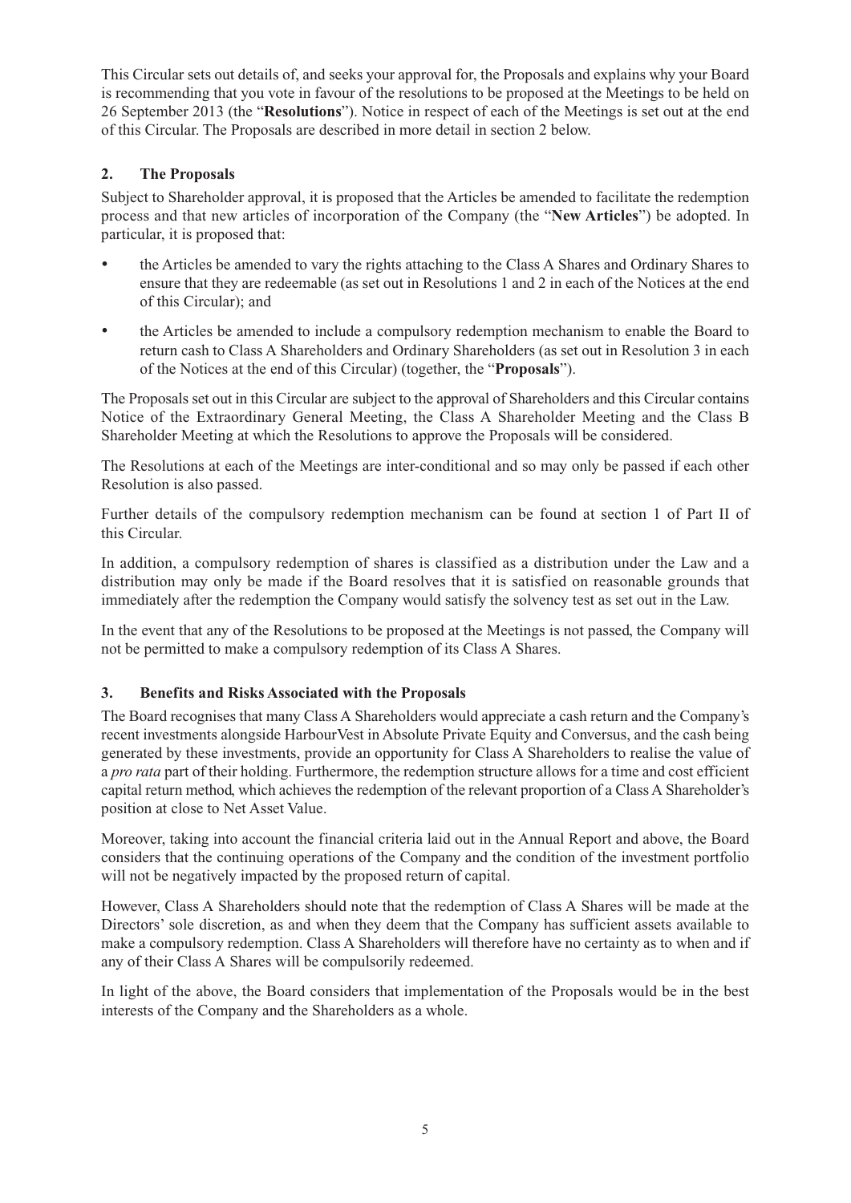This Circular sets out details of, and seeks your approval for, the Proposals and explains why your Board is recommending that you vote in favour of the resolutions to be proposed at the Meetings to be held on 26 September 2013 (the "**Resolutions**"). Notice in respect of each of the Meetings is set out at the end of this Circular. The Proposals are described in more detail in section 2 below.

## 2. The Proposals

Subject to Shareholder approval, it is proposed that the Articles be amended to facilitate the redemption process and that new articles of incorporation of the Company (the "**New Articles**") be adopted. In particular, it is proposed that:

- the Articles be amended to vary the rights attaching to the Class A Shares and Ordinary Shares to ensure that they are redeemable (as set out in Resolutions 1 and 2 in each of the Notices at the end of this Circular); and
- the Articles be amended to include a compulsory redemption mechanism to enable the Board to return cash to Class A Shareholders and Ordinary Shareholders (as set out in Resolution 3 in each of the Notices at the end of this Circular) (together, the "**Proposals**").

The Proposals set out in this Circular are subject to the approval of Shareholders and this Circular contains Notice of the Extraordinary General Meeting, the Class A Shareholder Meeting and the Class B Shareholder Meeting at which the Resolutions to approve the Proposals will be considered.

The Resolutions at each of the Meetings are inter-conditional and so may only be passed if each other Resolution is also passed.

Further details of the compulsory redemption mechanism can be found at section 1 of Part II of this Circular.

In addition, a compulsory redemption of shares is classified as a distribution under the Law and a distribution may only be made if the Board resolves that it is satisfied on reasonable grounds that immediately after the redemption the Company would satisfy the solvency test as set out in the Law.

In the event that any of the Resolutions to be proposed at the Meetings is not passed, the Company will not be permitted to make a compulsory redemption of its Class A Shares.

## 3. Benefits and Risks Associated with the Proposals

The Board recognises that many Class A Shareholders would appreciate a cash return and the Company's recent investments alongside HarbourVest in Absolute Private Equity and Conversus, and the cash being generated by these investments, provide an opportunity for Class A Shareholders to realise the value of a *pro rata* part of their holding. Furthermore, the redemption structure allows for a time and cost efficient capital return method, which achieves the redemption of the relevant proportion of a Class A Shareholder's position at close to Net Asset Value.

Moreover, taking into account the financial criteria laid out in the Annual Report and above, the Board considers that the continuing operations of the Company and the condition of the investment portfolio will not be negatively impacted by the proposed return of capital.

However, Class A Shareholders should note that the redemption of Class A Shares will be made at the Directors' sole discretion, as and when they deem that the Company has sufficient assets available to make a compulsory redemption. Class A Shareholders will therefore have no certainty as to when and if any of their Class A Shares will be compulsorily redeemed.

In light of the above, the Board considers that implementation of the Proposals would be in the best interests of the Company and the Shareholders as a whole.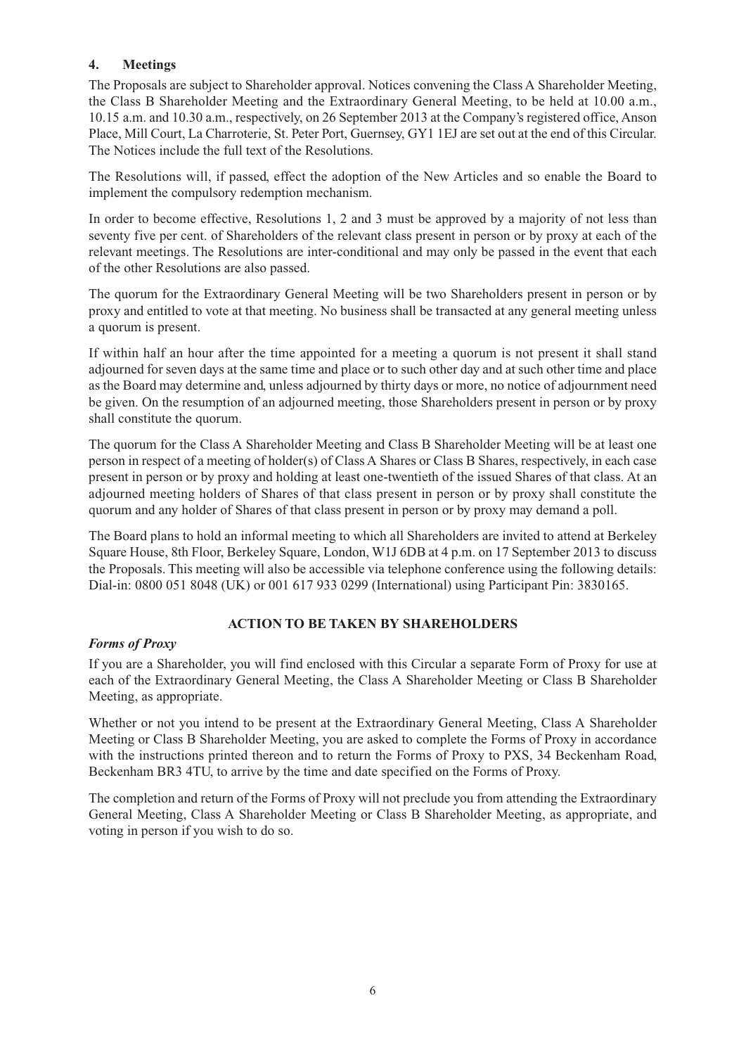## 4. Meetings

The Proposals are subject to Shareholder approval. Notices convening the Class A Shareholder Meeting, the Class B Shareholder Meeting and the Extraordinary General Meeting, to be held at 10.00 a.m., 10.15 a.m. and 10.30 a.m., respectively, on 26 September 2013 at the Company's registered office, Anson Place, Mill Court, La Charroterie, St. Peter Port, Guernsey, GY1 1EJ are set out at the end of this Circular. The Notices include the full text of the Resolutions.

The Resolutions will, if passed, effect the adoption of the New Articles and so enable the Board to implement the compulsory redemption mechanism.

In order to become effective, Resolutions 1, 2 and 3 must be approved by a majority of not less than seventy five per cent. of Shareholders of the relevant class present in person or by proxy at each of the relevant meetings. The Resolutions are inter-conditional and may only be passed in the event that each of the other Resolutions are also passed.

The quorum for the Extraordinary General Meeting will be two Shareholders present in person or by proxy and entitled to vote at that meeting. No business shall be transacted at any general meeting unless a quorum is present.

If within half an hour after the time appointed for a meeting a quorum is not present it shall stand adjourned for seven days at the same time and place or to such other day and at such other time and place as the Board may determine and, unless adjourned by thirty days or more, no notice of adjournment need be given. On the resumption of an adjourned meeting, those Shareholders present in person or by proxy shall constitute the quorum.

The quorum for the Class A Shareholder Meeting and Class B Shareholder Meeting will be at least one person in respect of a meeting of holder(s) of Class A Shares or Class B Shares, respectively, in each case present in person or by proxy and holding at least one-twentieth of the issued Shares of that class. At an adjourned meeting holders of Shares of that class present in person or by proxy shall constitute the quorum and any holder of Shares of that class present in person or by proxy may demand a poll.

The Board plans to hold an informal meeting to which all Shareholders are invited to attend at Berkeley Square House, 8th Floor, Berkeley Square, London, W1J 6DB at 4 p.m. on 17 September 2013 to discuss the Proposals. This meeting will also be accessible via telephone conference using the following details: Dial-in: 0800 051 8048 (UK) or 001 617 933 0299 (International) using Participant Pin: 3830165.

## ACTION TO BE TAKEN BY SHAREHOLDERS

***Forms of Proxy***

If you are a Shareholder, you will find enclosed with this Circular a separate Form of Proxy for use at each of the Extraordinary General Meeting, the Class A Shareholder Meeting or Class B Shareholder Meeting, as appropriate.

Whether or not you intend to be present at the Extraordinary General Meeting, Class A Shareholder Meeting or Class B Shareholder Meeting, you are asked to complete the Forms of Proxy in accordance with the instructions printed thereon and to return the Forms of Proxy to PXS, 34 Beckenham Road, Beckenham BR3 4TU, to arrive by the time and date specified on the Forms of Proxy.

The completion and return of the Forms of Proxy will not preclude you from attending the Extraordinary General Meeting, Class A Shareholder Meeting or Class B Shareholder Meeting, as appropriate, and voting in person if you wish to do so.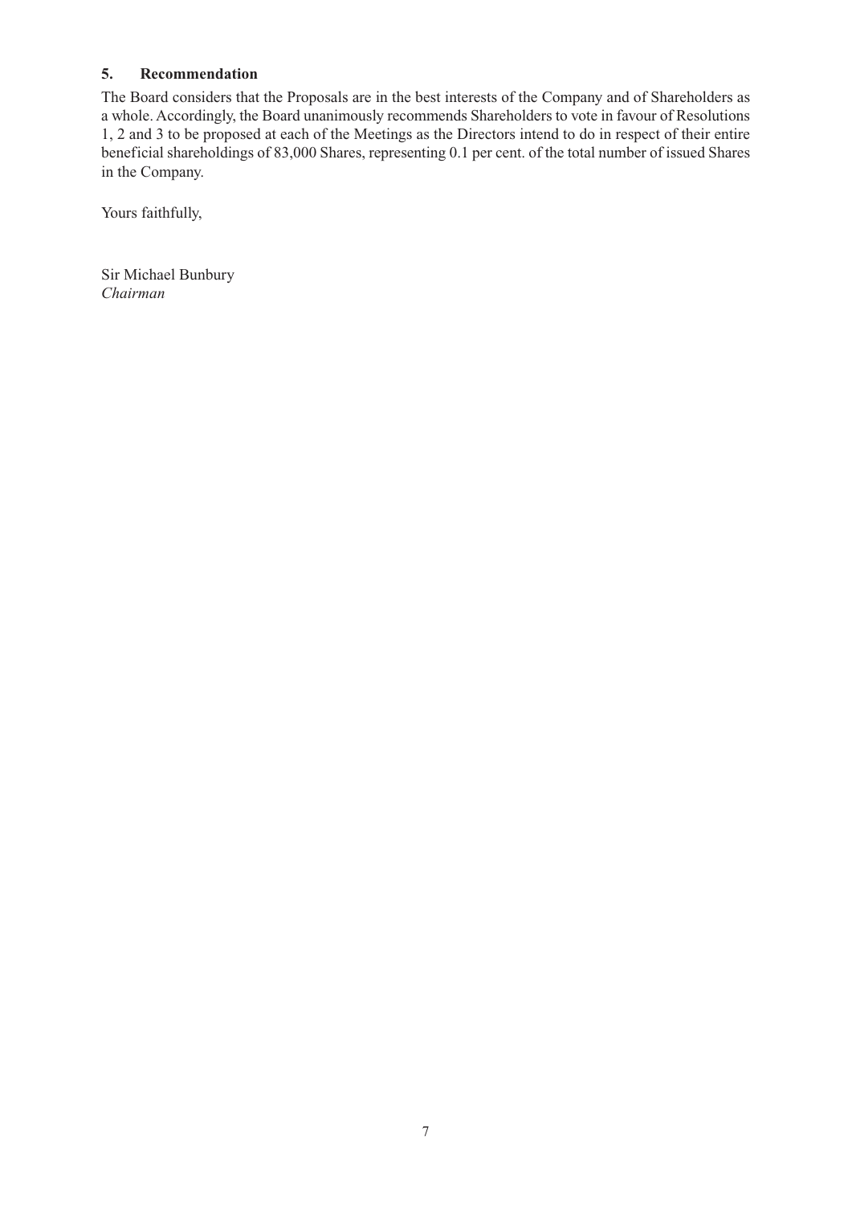## 5. Recommendation

The Board considers that the Proposals are in the best interests of the Company and of Shareholders as a whole. Accordingly, the Board unanimously recommends Shareholders to vote in favour of Resolutions 1, 2 and 3 to be proposed at each of the Meetings as the Directors intend to do in respect of their entire beneficial shareholdings of 83,000 Shares, representing 0.1 per cent. of the total number of issued Shares in the Company.

Yours faithfully,

Sir Michael Bunbury
*Chairman*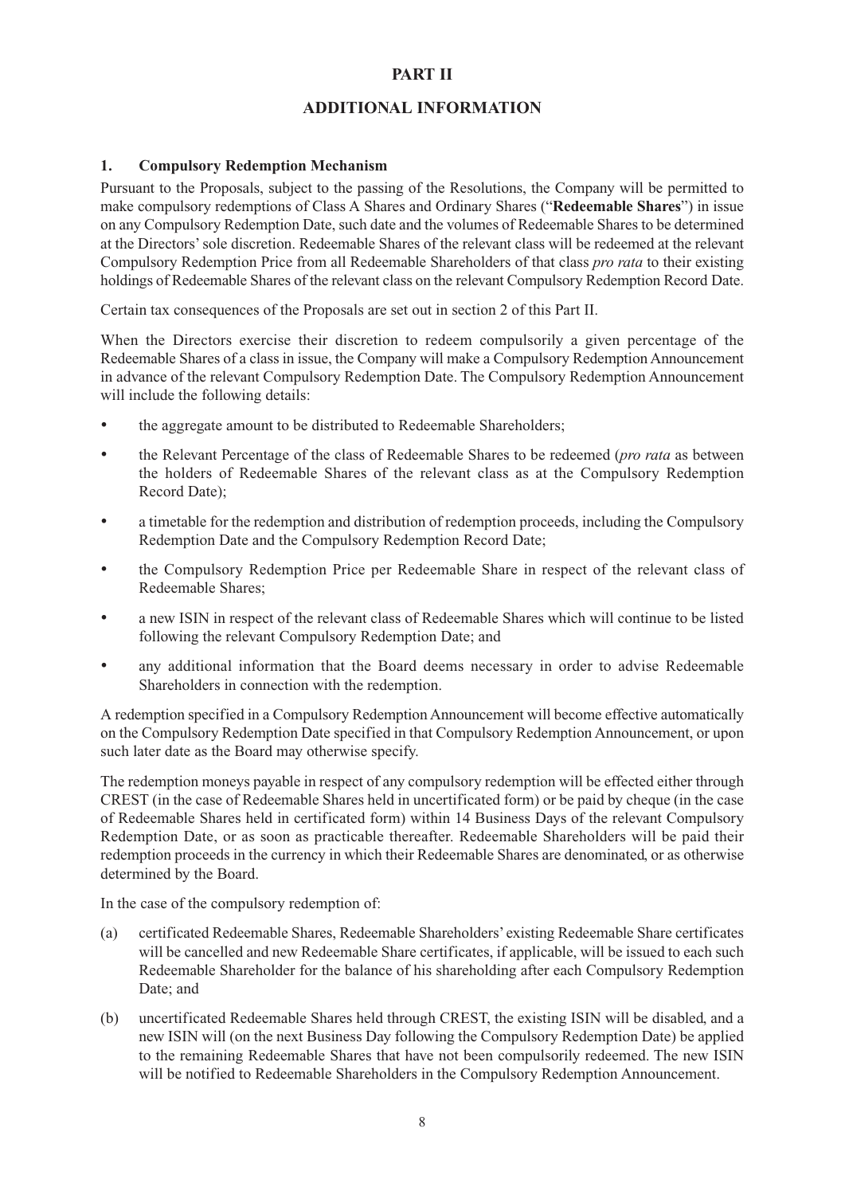# PART II

## ADDITIONAL INFORMATION

### 1. Compulsory Redemption Mechanism

Pursuant to the Proposals, subject to the passing of the Resolutions, the Company will be permitted to make compulsory redemptions of Class A Shares and Ordinary Shares ("**Redeemable Shares**") in issue on any Compulsory Redemption Date, such date and the volumes of Redeemable Shares to be determined at the Directors' sole discretion. Redeemable Shares of the relevant class will be redeemed at the relevant Compulsory Redemption Price from all Redeemable Shareholders of that class *pro rata* to their existing holdings of Redeemable Shares of the relevant class on the relevant Compulsory Redemption Record Date.

Certain tax consequences of the Proposals are set out in section 2 of this Part II.

When the Directors exercise their discretion to redeem compulsorily a given percentage of the Redeemable Shares of a class in issue, the Company will make a Compulsory Redemption Announcement in advance of the relevant Compulsory Redemption Date. The Compulsory Redemption Announcement will include the following details:

- the aggregate amount to be distributed to Redeemable Shareholders;
- the Relevant Percentage of the class of Redeemable Shares to be redeemed (*pro rata* as between the holders of Redeemable Shares of the relevant class as at the Compulsory Redemption Record Date);
- a timetable for the redemption and distribution of redemption proceeds, including the Compulsory Redemption Date and the Compulsory Redemption Record Date;
- the Compulsory Redemption Price per Redeemable Share in respect of the relevant class of Redeemable Shares;
- a new ISIN in respect of the relevant class of Redeemable Shares which will continue to be listed following the relevant Compulsory Redemption Date; and
- any additional information that the Board deems necessary in order to advise Redeemable Shareholders in connection with the redemption.

A redemption specified in a Compulsory Redemption Announcement will become effective automatically on the Compulsory Redemption Date specified in that Compulsory Redemption Announcement, or upon such later date as the Board may otherwise specify.

The redemption moneys payable in respect of any compulsory redemption will be effected either through CREST (in the case of Redeemable Shares held in uncertificated form) or be paid by cheque (in the case of Redeemable Shares held in certificated form) within 14 Business Days of the relevant Compulsory Redemption Date, or as soon as practicable thereafter. Redeemable Shareholders will be paid their redemption proceeds in the currency in which their Redeemable Shares are denominated, or as otherwise determined by the Board.

In the case of the compulsory redemption of:

(a) certificated Redeemable Shares, Redeemable Shareholders' existing Redeemable Share certificates will be cancelled and new Redeemable Share certificates, if applicable, will be issued to each such Redeemable Shareholder for the balance of his shareholding after each Compulsory Redemption Date; and

(b) uncertificated Redeemable Shares held through CREST, the existing ISIN will be disabled, and a new ISIN will (on the next Business Day following the Compulsory Redemption Date) be applied to the remaining Redeemable Shares that have not been compulsorily redeemed. The new ISIN will be notified to Redeemable Shareholders in the Compulsory Redemption Announcement.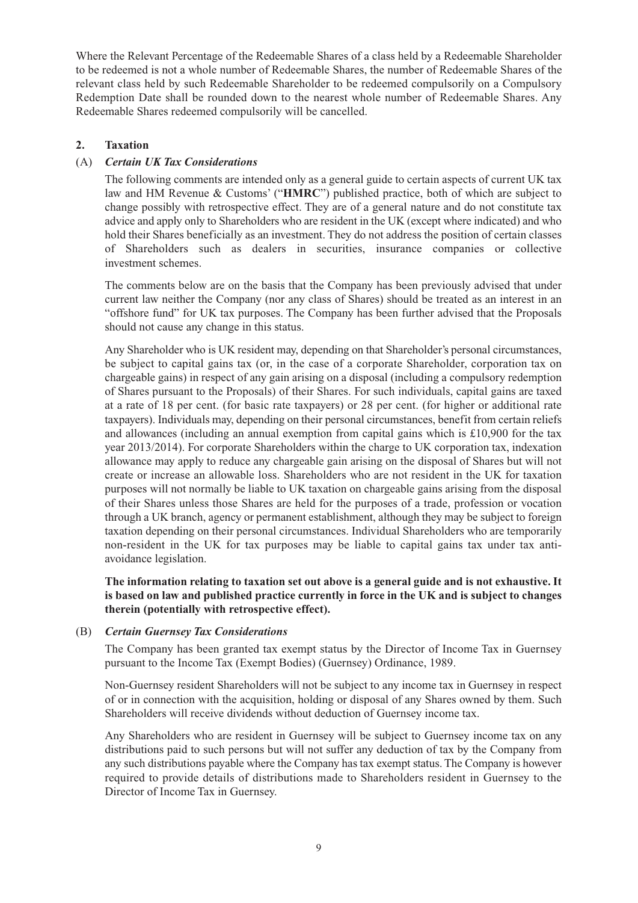Where the Relevant Percentage of the Redeemable Shares of a class held by a Redeemable Shareholder to be redeemed is not a whole number of Redeemable Shares, the number of Redeemable Shares of the relevant class held by such Redeemable Shareholder to be redeemed compulsorily on a Compulsory Redemption Date shall be rounded down to the nearest whole number of Redeemable Shares. Any Redeemable Shares redeemed compulsorily will be cancelled.

## 2. Taxation

### (A) *Certain UK Tax Considerations*

The following comments are intended only as a general guide to certain aspects of current UK tax law and HM Revenue & Customs' ("**HMRC**") published practice, both of which are subject to change possibly with retrospective effect. They are of a general nature and do not constitute tax advice and apply only to Shareholders who are resident in the UK (except where indicated) and who hold their Shares beneficially as an investment. They do not address the position of certain classes of Shareholders such as dealers in securities, insurance companies or collective investment schemes.

The comments below are on the basis that the Company has been previously advised that under current law neither the Company (nor any class of Shares) should be treated as an interest in an "offshore fund" for UK tax purposes. The Company has been further advised that the Proposals should not cause any change in this status.

Any Shareholder who is UK resident may, depending on that Shareholder's personal circumstances, be subject to capital gains tax (or, in the case of a corporate Shareholder, corporation tax on chargeable gains) in respect of any gain arising on a disposal (including a compulsory redemption of Shares pursuant to the Proposals) of their Shares. For such individuals, capital gains are taxed at a rate of 18 per cent. (for basic rate taxpayers) or 28 per cent. (for higher or additional rate taxpayers). Individuals may, depending on their personal circumstances, benefit from certain reliefs and allowances (including an annual exemption from capital gains which is £10,900 for the tax year 2013/2014). For corporate Shareholders within the charge to UK corporation tax, indexation allowance may apply to reduce any chargeable gain arising on the disposal of Shares but will not create or increase an allowable loss. Shareholders who are not resident in the UK for taxation purposes will not normally be liable to UK taxation on chargeable gains arising from the disposal of their Shares unless those Shares are held for the purposes of a trade, profession or vocation through a UK branch, agency or permanent establishment, although they may be subject to foreign taxation depending on their personal circumstances. Individual Shareholders who are temporarily non-resident in the UK for tax purposes may be liable to capital gains tax under tax anti-avoidance legislation.

**The information relating to taxation set out above is a general guide and is not exhaustive. It is based on law and published practice currently in force in the UK and is subject to changes therein (potentially with retrospective effect).**

### (B) *Certain Guernsey Tax Considerations*

The Company has been granted tax exempt status by the Director of Income Tax in Guernsey pursuant to the Income Tax (Exempt Bodies) (Guernsey) Ordinance, 1989.

Non-Guernsey resident Shareholders will not be subject to any income tax in Guernsey in respect of or in connection with the acquisition, holding or disposal of any Shares owned by them. Such Shareholders will receive dividends without deduction of Guernsey income tax.

Any Shareholders who are resident in Guernsey will be subject to Guernsey income tax on any distributions paid to such persons but will not suffer any deduction of tax by the Company from any such distributions payable where the Company has tax exempt status. The Company is however required to provide details of distributions made to Shareholders resident in Guernsey to the Director of Income Tax in Guernsey.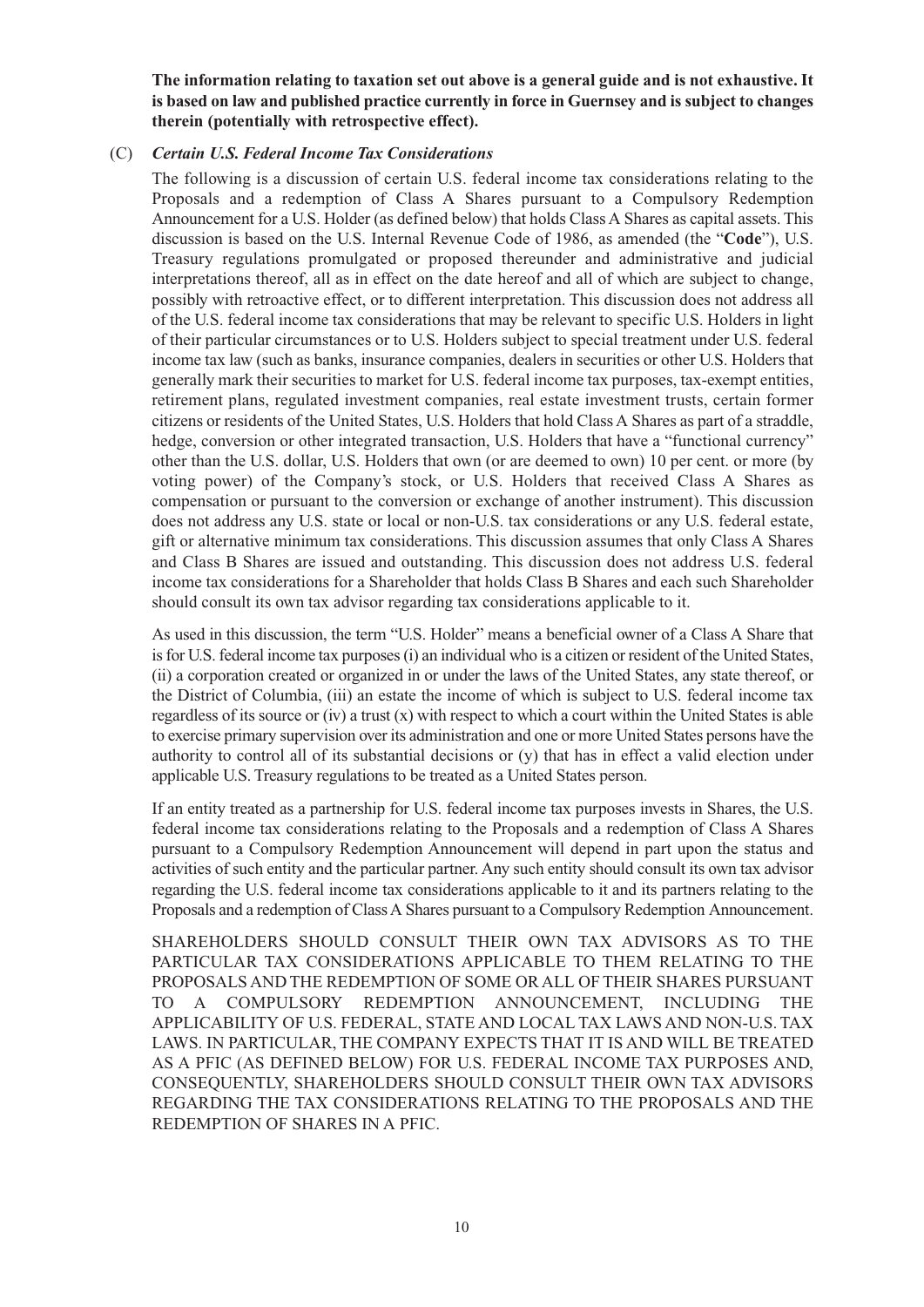**The information relating to taxation set out above is a general guide and is not exhaustive. It is based on law and published practice currently in force in Guernsey and is subject to changes therein (potentially with retrospective effect).**

(C) ***Certain U.S. Federal Income Tax Considerations***

The following is a discussion of certain U.S. federal income tax considerations relating to the Proposals and a redemption of Class A Shares pursuant to a Compulsory Redemption Announcement for a U.S. Holder (as defined below) that holds Class A Shares as capital assets. This discussion is based on the U.S. Internal Revenue Code of 1986, as amended (the "**Code**"), U.S. Treasury regulations promulgated or proposed thereunder and administrative and judicial interpretations thereof, all as in effect on the date hereof and all of which are subject to change, possibly with retroactive effect, or to different interpretation. This discussion does not address all of the U.S. federal income tax considerations that may be relevant to specific U.S. Holders in light of their particular circumstances or to U.S. Holders subject to special treatment under U.S. federal income tax law (such as banks, insurance companies, dealers in securities or other U.S. Holders that generally mark their securities to market for U.S. federal income tax purposes, tax-exempt entities, retirement plans, regulated investment companies, real estate investment trusts, certain former citizens or residents of the United States, U.S. Holders that hold Class A Shares as part of a straddle, hedge, conversion or other integrated transaction, U.S. Holders that have a "functional currency" other than the U.S. dollar, U.S. Holders that own (or are deemed to own) 10 per cent. or more (by voting power) of the Company's stock, or U.S. Holders that received Class A Shares as compensation or pursuant to the conversion or exchange of another instrument). This discussion does not address any U.S. state or local or non-U.S. tax considerations or any U.S. federal estate, gift or alternative minimum tax considerations. This discussion assumes that only Class A Shares and Class B Shares are issued and outstanding. This discussion does not address U.S. federal income tax considerations for a Shareholder that holds Class B Shares and each such Shareholder should consult its own tax advisor regarding tax considerations applicable to it.

As used in this discussion, the term "U.S. Holder" means a beneficial owner of a Class A Share that is for U.S. federal income tax purposes (i) an individual who is a citizen or resident of the United States, (ii) a corporation created or organized in or under the laws of the United States, any state thereof, or the District of Columbia, (iii) an estate the income of which is subject to U.S. federal income tax regardless of its source or (iv) a trust (x) with respect to which a court within the United States is able to exercise primary supervision over its administration and one or more United States persons have the authority to control all of its substantial decisions or (y) that has in effect a valid election under applicable U.S. Treasury regulations to be treated as a United States person.

If an entity treated as a partnership for U.S. federal income tax purposes invests in Shares, the U.S. federal income tax considerations relating to the Proposals and a redemption of Class A Shares pursuant to a Compulsory Redemption Announcement will depend in part upon the status and activities of such entity and the particular partner. Any such entity should consult its own tax advisor regarding the U.S. federal income tax considerations applicable to it and its partners relating to the Proposals and a redemption of Class A Shares pursuant to a Compulsory Redemption Announcement.

SHAREHOLDERS SHOULD CONSULT THEIR OWN TAX ADVISORS AS TO THE PARTICULAR TAX CONSIDERATIONS APPLICABLE TO THEM RELATING TO THE PROPOSALS AND THE REDEMPTION OF SOME OR ALL OF THEIR SHARES PURSUANT TO A COMPULSORY REDEMPTION ANNOUNCEMENT, INCLUDING THE APPLICABILITY OF U.S. FEDERAL, STATE AND LOCAL TAX LAWS AND NON-U.S. TAX LAWS. IN PARTICULAR, THE COMPANY EXPECTS THAT IT IS AND WILL BE TREATED AS A PFIC (AS DEFINED BELOW) FOR U.S. FEDERAL INCOME TAX PURPOSES AND, CONSEQUENTLY, SHAREHOLDERS SHOULD CONSULT THEIR OWN TAX ADVISORS REGARDING THE TAX CONSIDERATIONS RELATING TO THE PROPOSALS AND THE REDEMPTION OF SHARES IN A PFIC.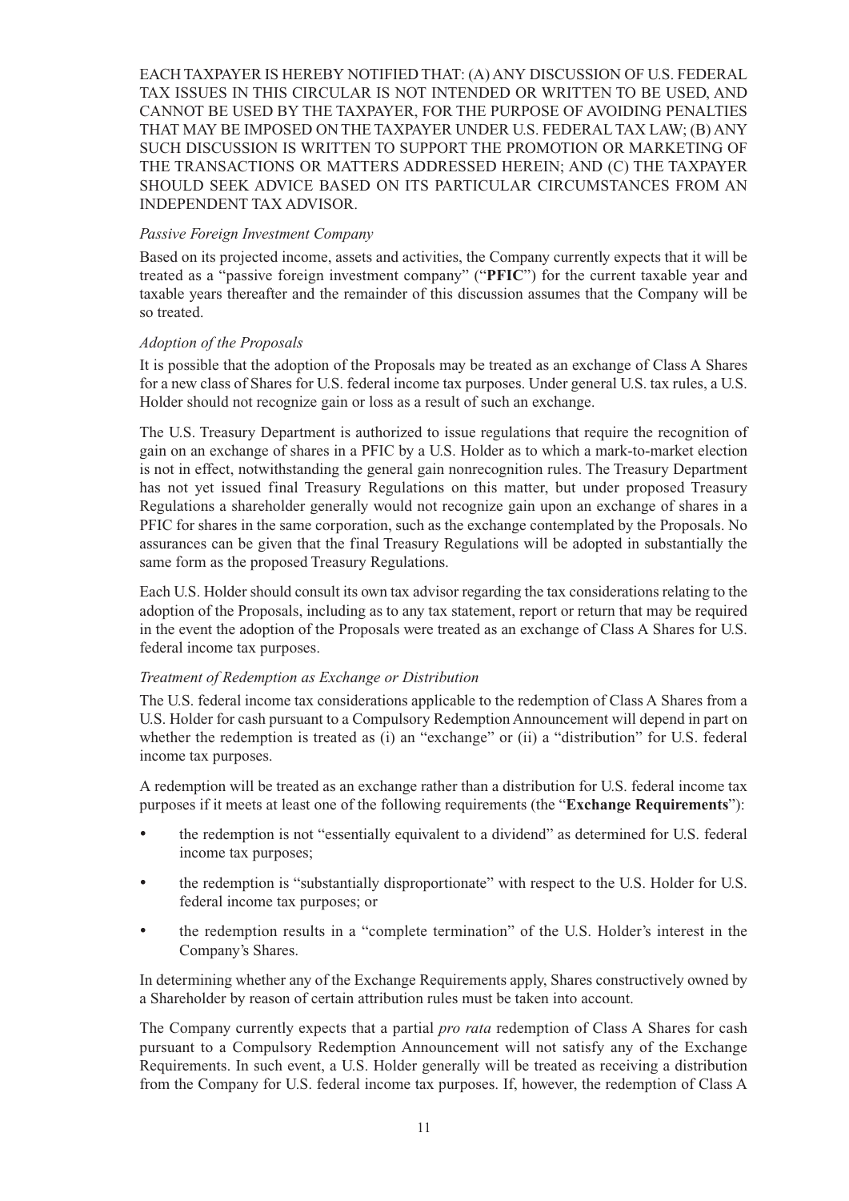EACH TAXPAYER IS HEREBY NOTIFIED THAT: (A) ANY DISCUSSION OF U.S. FEDERAL TAX ISSUES IN THIS CIRCULAR IS NOT INTENDED OR WRITTEN TO BE USED, AND CANNOT BE USED BY THE TAXPAYER, FOR THE PURPOSE OF AVOIDING PENALTIES THAT MAY BE IMPOSED ON THE TAXPAYER UNDER U.S. FEDERAL TAX LAW; (B) ANY SUCH DISCUSSION IS WRITTEN TO SUPPORT THE PROMOTION OR MARKETING OF THE TRANSACTIONS OR MATTERS ADDRESSED HEREIN; AND (C) THE TAXPAYER SHOULD SEEK ADVICE BASED ON ITS PARTICULAR CIRCUMSTANCES FROM AN INDEPENDENT TAX ADVISOR.

*Passive Foreign Investment Company*

Based on its projected income, assets and activities, the Company currently expects that it will be treated as a "passive foreign investment company" ("**PFIC**") for the current taxable year and taxable years thereafter and the remainder of this discussion assumes that the Company will be so treated.

*Adoption of the Proposals*

It is possible that the adoption of the Proposals may be treated as an exchange of Class A Shares for a new class of Shares for U.S. federal income tax purposes. Under general U.S. tax rules, a U.S. Holder should not recognize gain or loss as a result of such an exchange.

The U.S. Treasury Department is authorized to issue regulations that require the recognition of gain on an exchange of shares in a PFIC by a U.S. Holder as to which a mark-to-market election is not in effect, notwithstanding the general gain nonrecognition rules. The Treasury Department has not yet issued final Treasury Regulations on this matter, but under proposed Treasury Regulations a shareholder generally would not recognize gain upon an exchange of shares in a PFIC for shares in the same corporation, such as the exchange contemplated by the Proposals. No assurances can be given that the final Treasury Regulations will be adopted in substantially the same form as the proposed Treasury Regulations.

Each U.S. Holder should consult its own tax advisor regarding the tax considerations relating to the adoption of the Proposals, including as to any tax statement, report or return that may be required in the event the adoption of the Proposals were treated as an exchange of Class A Shares for U.S. federal income tax purposes.

*Treatment of Redemption as Exchange or Distribution*

The U.S. federal income tax considerations applicable to the redemption of Class A Shares from a U.S. Holder for cash pursuant to a Compulsory Redemption Announcement will depend in part on whether the redemption is treated as (i) an "exchange" or (ii) a "distribution" for U.S. federal income tax purposes.

A redemption will be treated as an exchange rather than a distribution for U.S. federal income tax purposes if it meets at least one of the following requirements (the "**Exchange Requirements**"):

- the redemption is not "essentially equivalent to a dividend" as determined for U.S. federal income tax purposes;
- the redemption is "substantially disproportionate" with respect to the U.S. Holder for U.S. federal income tax purposes; or
- the redemption results in a "complete termination" of the U.S. Holder's interest in the Company's Shares.

In determining whether any of the Exchange Requirements apply, Shares constructively owned by a Shareholder by reason of certain attribution rules must be taken into account.

The Company currently expects that a partial *pro rata* redemption of Class A Shares for cash pursuant to a Compulsory Redemption Announcement will not satisfy any of the Exchange Requirements. In such event, a U.S. Holder generally will be treated as receiving a distribution from the Company for U.S. federal income tax purposes. If, however, the redemption of Class A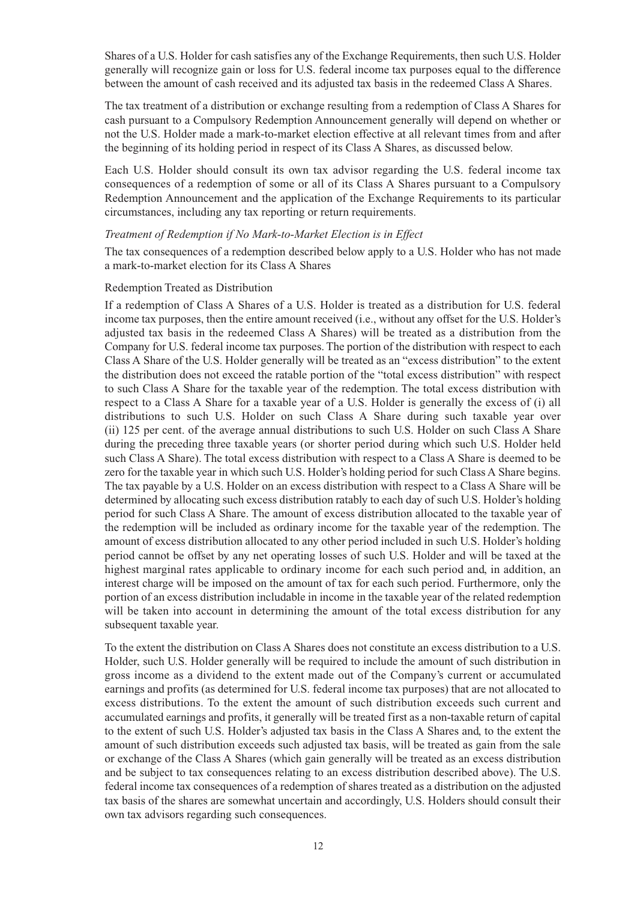Shares of a U.S. Holder for cash satisfies any of the Exchange Requirements, then such U.S. Holder generally will recognize gain or loss for U.S. federal income tax purposes equal to the difference between the amount of cash received and its adjusted tax basis in the redeemed Class A Shares.

The tax treatment of a distribution or exchange resulting from a redemption of Class A Shares for cash pursuant to a Compulsory Redemption Announcement generally will depend on whether or not the U.S. Holder made a mark-to-market election effective at all relevant times from and after the beginning of its holding period in respect of its Class A Shares, as discussed below.

Each U.S. Holder should consult its own tax advisor regarding the U.S. federal income tax consequences of a redemption of some or all of its Class A Shares pursuant to a Compulsory Redemption Announcement and the application of the Exchange Requirements to its particular circumstances, including any tax reporting or return requirements.

*Treatment of Redemption if No Mark-to-Market Election is in Effect*

The tax consequences of a redemption described below apply to a U.S. Holder who has not made a mark-to-market election for its Class A Shares

Redemption Treated as Distribution

If a redemption of Class A Shares of a U.S. Holder is treated as a distribution for U.S. federal income tax purposes, then the entire amount received (i.e., without any offset for the U.S. Holder's adjusted tax basis in the redeemed Class A Shares) will be treated as a distribution from the Company for U.S. federal income tax purposes. The portion of the distribution with respect to each Class A Share of the U.S. Holder generally will be treated as an "excess distribution" to the extent the distribution does not exceed the ratable portion of the "total excess distribution" with respect to such Class A Share for the taxable year of the redemption. The total excess distribution with respect to a Class A Share for a taxable year of a U.S. Holder is generally the excess of (i) all distributions to such U.S. Holder on such Class A Share during such taxable year over (ii) 125 per cent. of the average annual distributions to such U.S. Holder on such Class A Share during the preceding three taxable years (or shorter period during which such U.S. Holder held such Class A Share). The total excess distribution with respect to a Class A Share is deemed to be zero for the taxable year in which such U.S. Holder's holding period for such Class A Share begins. The tax payable by a U.S. Holder on an excess distribution with respect to a Class A Share will be determined by allocating such excess distribution ratably to each day of such U.S. Holder's holding period for such Class A Share. The amount of excess distribution allocated to the taxable year of the redemption will be included as ordinary income for the taxable year of the redemption. The amount of excess distribution allocated to any other period included in such U.S. Holder's holding period cannot be offset by any net operating losses of such U.S. Holder and will be taxed at the highest marginal rates applicable to ordinary income for each such period and, in addition, an interest charge will be imposed on the amount of tax for each such period. Furthermore, only the portion of an excess distribution includable in income in the taxable year of the related redemption will be taken into account in determining the amount of the total excess distribution for any subsequent taxable year.

To the extent the distribution on Class A Shares does not constitute an excess distribution to a U.S. Holder, such U.S. Holder generally will be required to include the amount of such distribution in gross income as a dividend to the extent made out of the Company's current or accumulated earnings and profits (as determined for U.S. federal income tax purposes) that are not allocated to excess distributions. To the extent the amount of such distribution exceeds such current and accumulated earnings and profits, it generally will be treated first as a non-taxable return of capital to the extent of such U.S. Holder's adjusted tax basis in the Class A Shares and, to the extent the amount of such distribution exceeds such adjusted tax basis, will be treated as gain from the sale or exchange of the Class A Shares (which gain generally will be treated as an excess distribution and be subject to tax consequences relating to an excess distribution described above). The U.S. federal income tax consequences of a redemption of shares treated as a distribution on the adjusted tax basis of the shares are somewhat uncertain and accordingly, U.S. Holders should consult their own tax advisors regarding such consequences.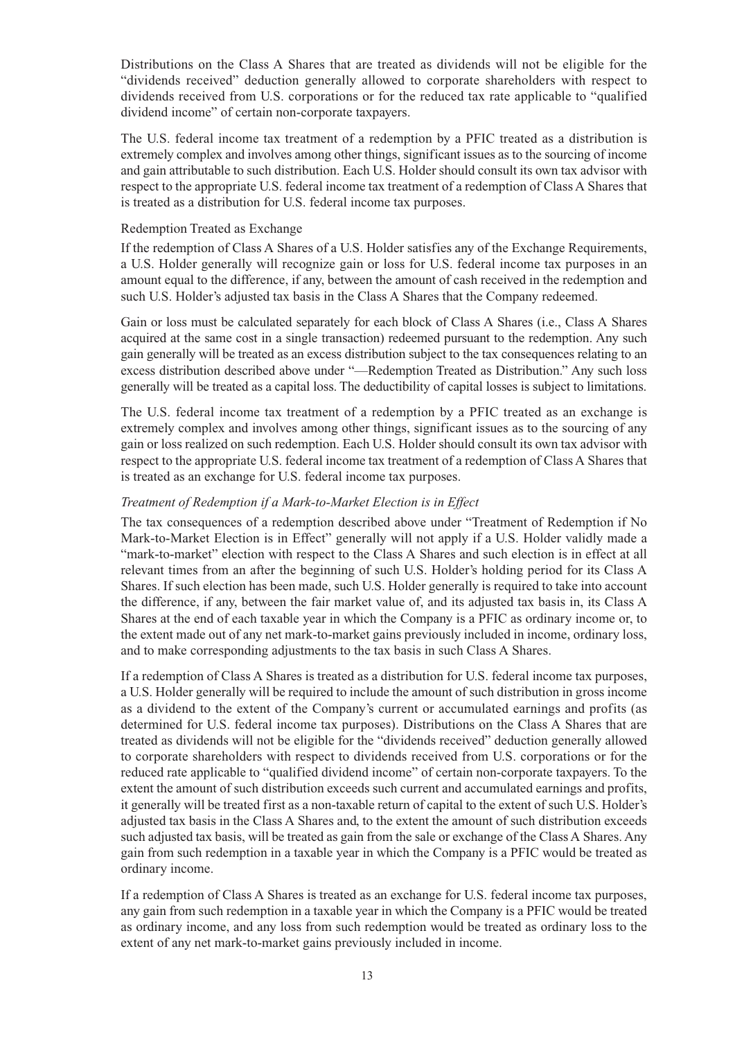Distributions on the Class A Shares that are treated as dividends will not be eligible for the "dividends received" deduction generally allowed to corporate shareholders with respect to dividends received from U.S. corporations or for the reduced tax rate applicable to "qualified dividend income" of certain non-corporate taxpayers.

The U.S. federal income tax treatment of a redemption by a PFIC treated as a distribution is extremely complex and involves among other things, significant issues as to the sourcing of income and gain attributable to such distribution. Each U.S. Holder should consult its own tax advisor with respect to the appropriate U.S. federal income tax treatment of a redemption of Class A Shares that is treated as a distribution for U.S. federal income tax purposes.

Redemption Treated as Exchange

If the redemption of Class A Shares of a U.S. Holder satisfies any of the Exchange Requirements, a U.S. Holder generally will recognize gain or loss for U.S. federal income tax purposes in an amount equal to the difference, if any, between the amount of cash received in the redemption and such U.S. Holder's adjusted tax basis in the Class A Shares that the Company redeemed.

Gain or loss must be calculated separately for each block of Class A Shares (i.e., Class A Shares acquired at the same cost in a single transaction) redeemed pursuant to the redemption. Any such gain generally will be treated as an excess distribution subject to the tax consequences relating to an excess distribution described above under "—Redemption Treated as Distribution." Any such loss generally will be treated as a capital loss. The deductibility of capital losses is subject to limitations.

The U.S. federal income tax treatment of a redemption by a PFIC treated as an exchange is extremely complex and involves among other things, significant issues as to the sourcing of any gain or loss realized on such redemption. Each U.S. Holder should consult its own tax advisor with respect to the appropriate U.S. federal income tax treatment of a redemption of Class A Shares that is treated as an exchange for U.S. federal income tax purposes.

*Treatment of Redemption if a Mark-to-Market Election is in Effect*

The tax consequences of a redemption described above under "Treatment of Redemption if No Mark-to-Market Election is in Effect" generally will not apply if a U.S. Holder validly made a "mark-to-market" election with respect to the Class A Shares and such election is in effect at all relevant times from an after the beginning of such U.S. Holder's holding period for its Class A Shares. If such election has been made, such U.S. Holder generally is required to take into account the difference, if any, between the fair market value of, and its adjusted tax basis in, its Class A Shares at the end of each taxable year in which the Company is a PFIC as ordinary income or, to the extent made out of any net mark-to-market gains previously included in income, ordinary loss, and to make corresponding adjustments to the tax basis in such Class A Shares.

If a redemption of Class A Shares is treated as a distribution for U.S. federal income tax purposes, a U.S. Holder generally will be required to include the amount of such distribution in gross income as a dividend to the extent of the Company's current or accumulated earnings and profits (as determined for U.S. federal income tax purposes). Distributions on the Class A Shares that are treated as dividends will not be eligible for the "dividends received" deduction generally allowed to corporate shareholders with respect to dividends received from U.S. corporations or for the reduced rate applicable to "qualified dividend income" of certain non-corporate taxpayers. To the extent the amount of such distribution exceeds such current and accumulated earnings and profits, it generally will be treated first as a non-taxable return of capital to the extent of such U.S. Holder's adjusted tax basis in the Class A Shares and, to the extent the amount of such distribution exceeds such adjusted tax basis, will be treated as gain from the sale or exchange of the Class A Shares. Any gain from such redemption in a taxable year in which the Company is a PFIC would be treated as ordinary income.

If a redemption of Class A Shares is treated as an exchange for U.S. federal income tax purposes, any gain from such redemption in a taxable year in which the Company is a PFIC would be treated as ordinary income, and any loss from such redemption would be treated as ordinary loss to the extent of any net mark-to-market gains previously included in income.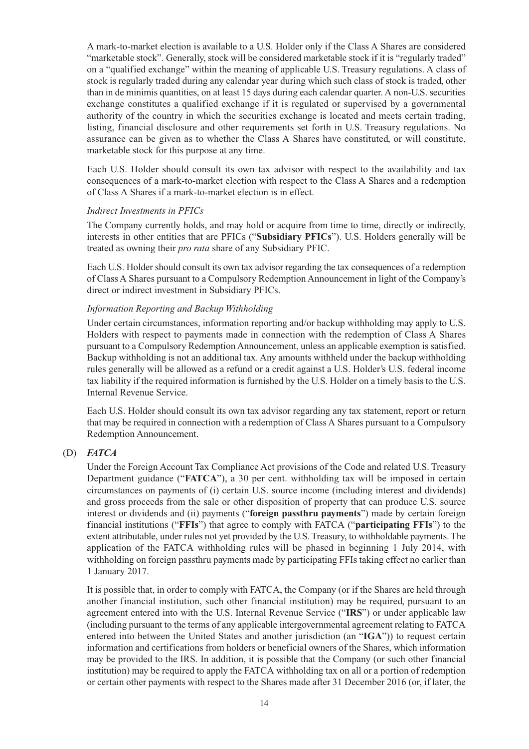A mark-to-market election is available to a U.S. Holder only if the Class A Shares are considered "marketable stock". Generally, stock will be considered marketable stock if it is "regularly traded" on a "qualified exchange" within the meaning of applicable U.S. Treasury regulations. A class of stock is regularly traded during any calendar year during which such class of stock is traded, other than in de minimis quantities, on at least 15 days during each calendar quarter. A non-U.S. securities exchange constitutes a qualified exchange if it is regulated or supervised by a governmental authority of the country in which the securities exchange is located and meets certain trading, listing, financial disclosure and other requirements set forth in U.S. Treasury regulations. No assurance can be given as to whether the Class A Shares have constituted, or will constitute, marketable stock for this purpose at any time.

Each U.S. Holder should consult its own tax advisor with respect to the availability and tax consequences of a mark-to-market election with respect to the Class A Shares and a redemption of Class A Shares if a mark-to-market election is in effect.

*Indirect Investments in PFICs*

The Company currently holds, and may hold or acquire from time to time, directly or indirectly, interests in other entities that are PFICs ("**Subsidiary PFICs**"). U.S. Holders generally will be treated as owning their *pro rata* share of any Subsidiary PFIC.

Each U.S. Holder should consult its own tax advisor regarding the tax consequences of a redemption of Class A Shares pursuant to a Compulsory Redemption Announcement in light of the Company's direct or indirect investment in Subsidiary PFICs.

*Information Reporting and Backup Withholding*

Under certain circumstances, information reporting and/or backup withholding may apply to U.S. Holders with respect to payments made in connection with the redemption of Class A Shares pursuant to a Compulsory Redemption Announcement, unless an applicable exemption is satisfied. Backup withholding is not an additional tax. Any amounts withheld under the backup withholding rules generally will be allowed as a refund or a credit against a U.S. Holder's U.S. federal income tax liability if the required information is furnished by the U.S. Holder on a timely basis to the U.S. Internal Revenue Service.

Each U.S. Holder should consult its own tax advisor regarding any tax statement, report or return that may be required in connection with a redemption of Class A Shares pursuant to a Compulsory Redemption Announcement.

(D) ***FATCA***

Under the Foreign Account Tax Compliance Act provisions of the Code and related U.S. Treasury Department guidance ("**FATCA**"), a 30 per cent. withholding tax will be imposed in certain circumstances on payments of (i) certain U.S. source income (including interest and dividends) and gross proceeds from the sale or other disposition of property that can produce U.S. source interest or dividends and (ii) payments ("**foreign passthru payments**") made by certain foreign financial institutions ("**FFIs**") that agree to comply with FATCA ("**participating FFIs**") to the extent attributable, under rules not yet provided by the U.S. Treasury, to withholdable payments. The application of the FATCA withholding rules will be phased in beginning 1 July 2014, with withholding on foreign passthru payments made by participating FFIs taking effect no earlier than 1 January 2017.

It is possible that, in order to comply with FATCA, the Company (or if the Shares are held through another financial institution, such other financial institution) may be required, pursuant to an agreement entered into with the U.S. Internal Revenue Service ("**IRS**") or under applicable law (including pursuant to the terms of any applicable intergovernmental agreement relating to FATCA entered into between the United States and another jurisdiction (an "**IGA**")) to request certain information and certifications from holders or beneficial owners of the Shares, which information may be provided to the IRS. In addition, it is possible that the Company (or such other financial institution) may be required to apply the FATCA withholding tax on all or a portion of redemption or certain other payments with respect to the Shares made after 31 December 2016 (or, if later, the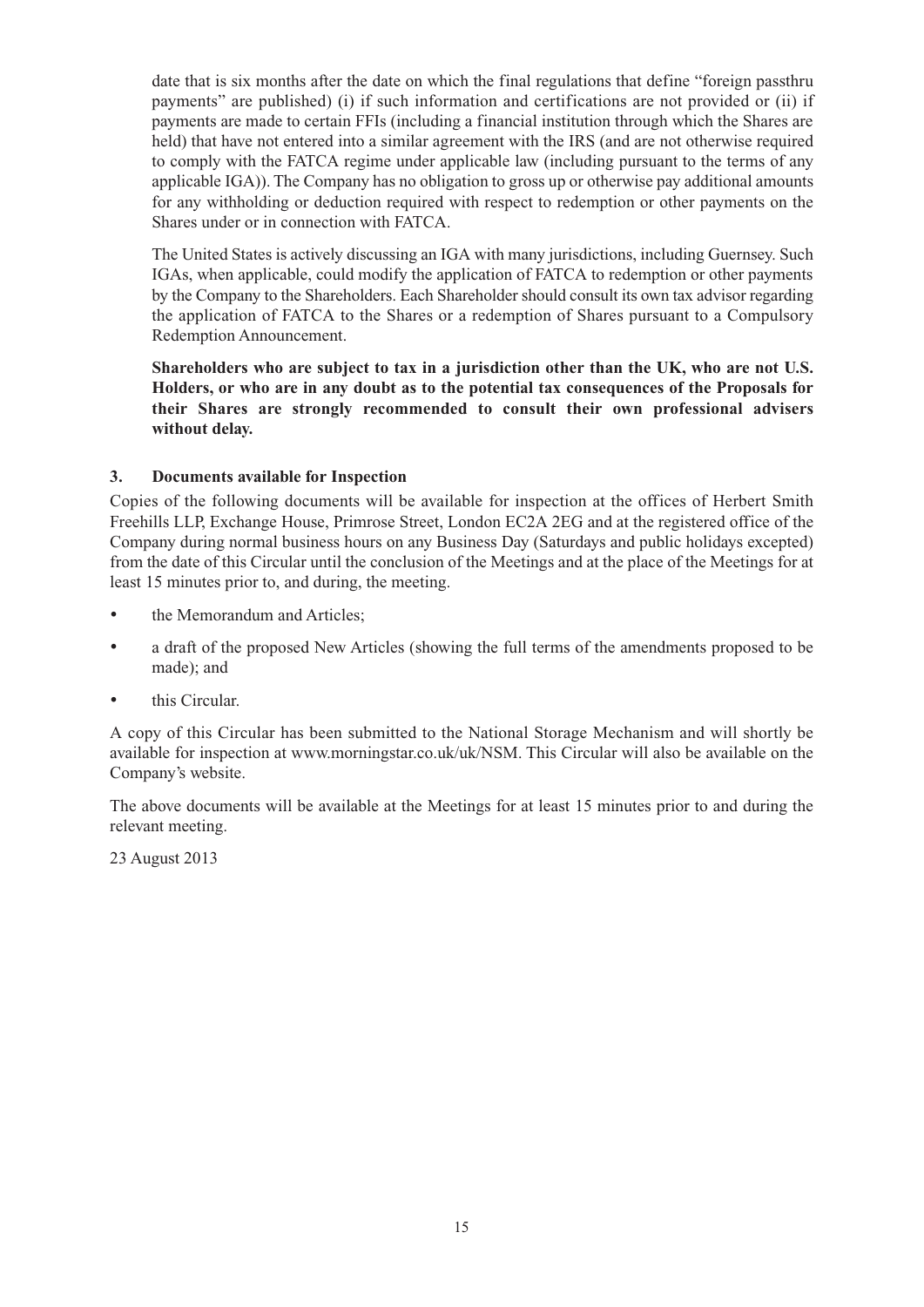date that is six months after the date on which the final regulations that define "foreign passthru payments" are published) (i) if such information and certifications are not provided or (ii) if payments are made to certain FFIs (including a financial institution through which the Shares are held) that have not entered into a similar agreement with the IRS (and are not otherwise required to comply with the FATCA regime under applicable law (including pursuant to the terms of any applicable IGA)). The Company has no obligation to gross up or otherwise pay additional amounts for any withholding or deduction required with respect to redemption or other payments on the Shares under or in connection with FATCA.

The United States is actively discussing an IGA with many jurisdictions, including Guernsey. Such IGAs, when applicable, could modify the application of FATCA to redemption or other payments by the Company to the Shareholders. Each Shareholder should consult its own tax advisor regarding the application of FATCA to the Shares or a redemption of Shares pursuant to a Compulsory Redemption Announcement.

**Shareholders who are subject to tax in a jurisdiction other than the UK, who are not U.S. Holders, or who are in any doubt as to the potential tax consequences of the Proposals for their Shares are strongly recommended to consult their own professional advisers without delay.**

### 3. Documents available for Inspection

Copies of the following documents will be available for inspection at the offices of Herbert Smith Freehills LLP, Exchange House, Primrose Street, London EC2A 2EG and at the registered office of the Company during normal business hours on any Business Day (Saturdays and public holidays excepted) from the date of this Circular until the conclusion of the Meetings and at the place of the Meetings for at least 15 minutes prior to, and during, the meeting.

- the Memorandum and Articles;
- a draft of the proposed New Articles (showing the full terms of the amendments proposed to be made); and
- this Circular.

A copy of this Circular has been submitted to the National Storage Mechanism and will shortly be available for inspection at www.morningstar.co.uk/uk/NSM. This Circular will also be available on the Company's website.

The above documents will be available at the Meetings for at least 15 minutes prior to and during the relevant meeting.

23 August 2013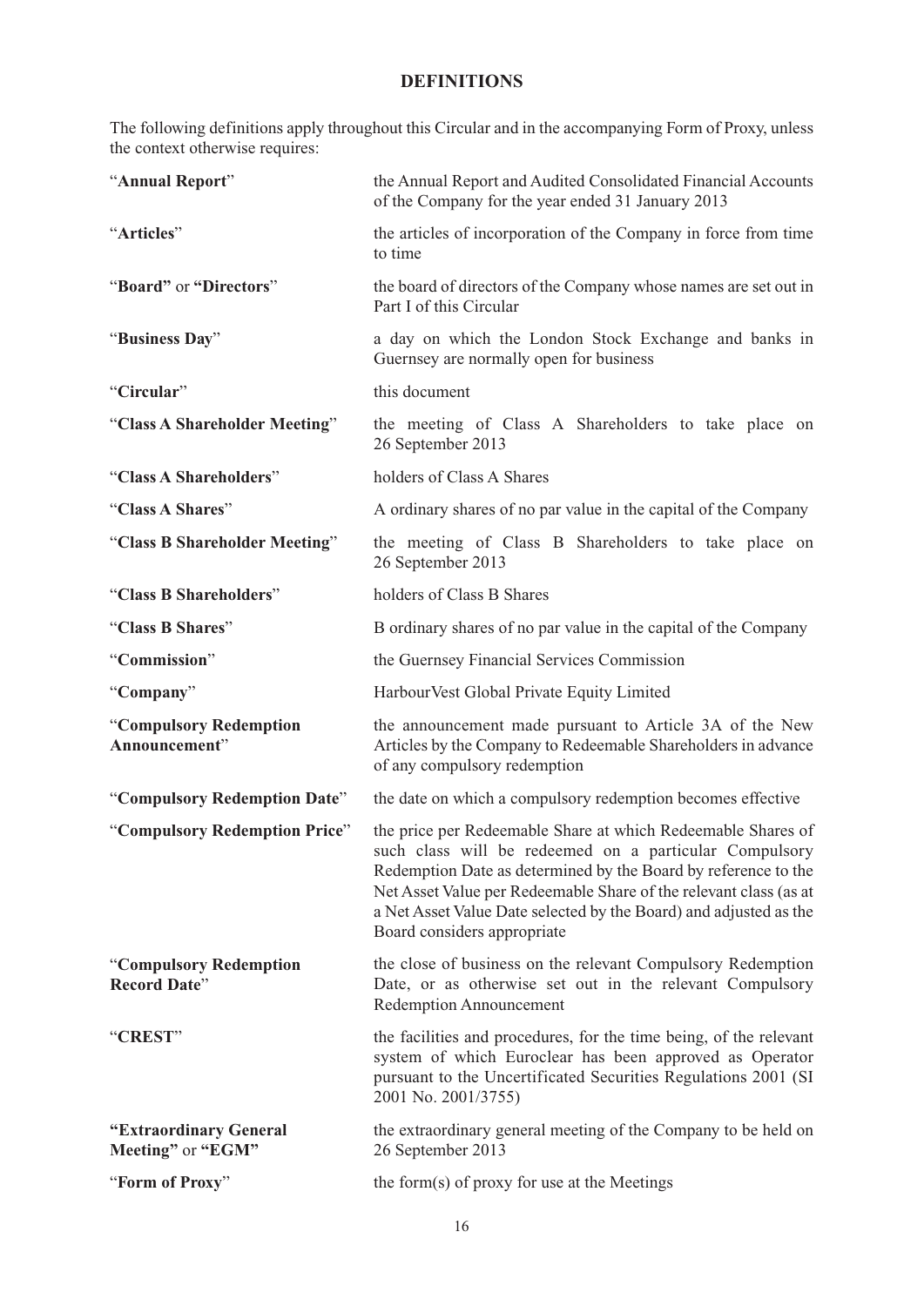# DEFINITIONS

The following definitions apply throughout this Circular and in the accompanying Form of Proxy, unless the context otherwise requires:

| | |
|---|---|
| "**Annual Report**" | the Annual Report and Audited Consolidated Financial Accounts of the Company for the year ended 31 January 2013 |
| "**Articles**" | the articles of incorporation of the Company in force from time to time |
| "**Board"** or **"Directors**" | the board of directors of the Company whose names are set out in Part I of this Circular |
| "**Business Day**" | a day on which the London Stock Exchange and banks in Guernsey are normally open for business |
| "**Circular**" | this document |
| "**Class A Shareholder Meeting**" | the meeting of Class A Shareholders to take place on 26 September 2013 |
| "**Class A Shareholders**" | holders of Class A Shares |
| "**Class A Shares**" | A ordinary shares of no par value in the capital of the Company |
| "**Class B Shareholder Meeting**" | the meeting of Class B Shareholders to take place on 26 September 2013 |
| "**Class B Shareholders**" | holders of Class B Shares |
| "**Class B Shares**" | B ordinary shares of no par value in the capital of the Company |
| "**Commission**" | the Guernsey Financial Services Commission |
| "**Company**" | HarbourVest Global Private Equity Limited |
| "**Compulsory Redemption Announcement**" | the announcement made pursuant to Article 3A of the New Articles by the Company to Redeemable Shareholders in advance of any compulsory redemption |
| "**Compulsory Redemption Date**" | the date on which a compulsory redemption becomes effective |
| "**Compulsory Redemption Price**" | the price per Redeemable Share at which Redeemable Shares of such class will be redeemed on a particular Compulsory Redemption Date as determined by the Board by reference to the Net Asset Value per Redeemable Share of the relevant class (as at a Net Asset Value Date selected by the Board) and adjusted as the Board considers appropriate |
| "**Compulsory Redemption Record Date**" | the close of business on the relevant Compulsory Redemption Date, or as otherwise set out in the relevant Compulsory Redemption Announcement |
| "**CREST**" | the facilities and procedures, for the time being, of the relevant system of which Euroclear has been approved as Operator pursuant to the Uncertificated Securities Regulations 2001 (SI 2001 No. 2001/3755) |
| **"Extraordinary General Meeting"** or **"EGM"** | the extraordinary general meeting of the Company to be held on 26 September 2013 |
| "**Form of Proxy**" | the form(s) of proxy for use at the Meetings |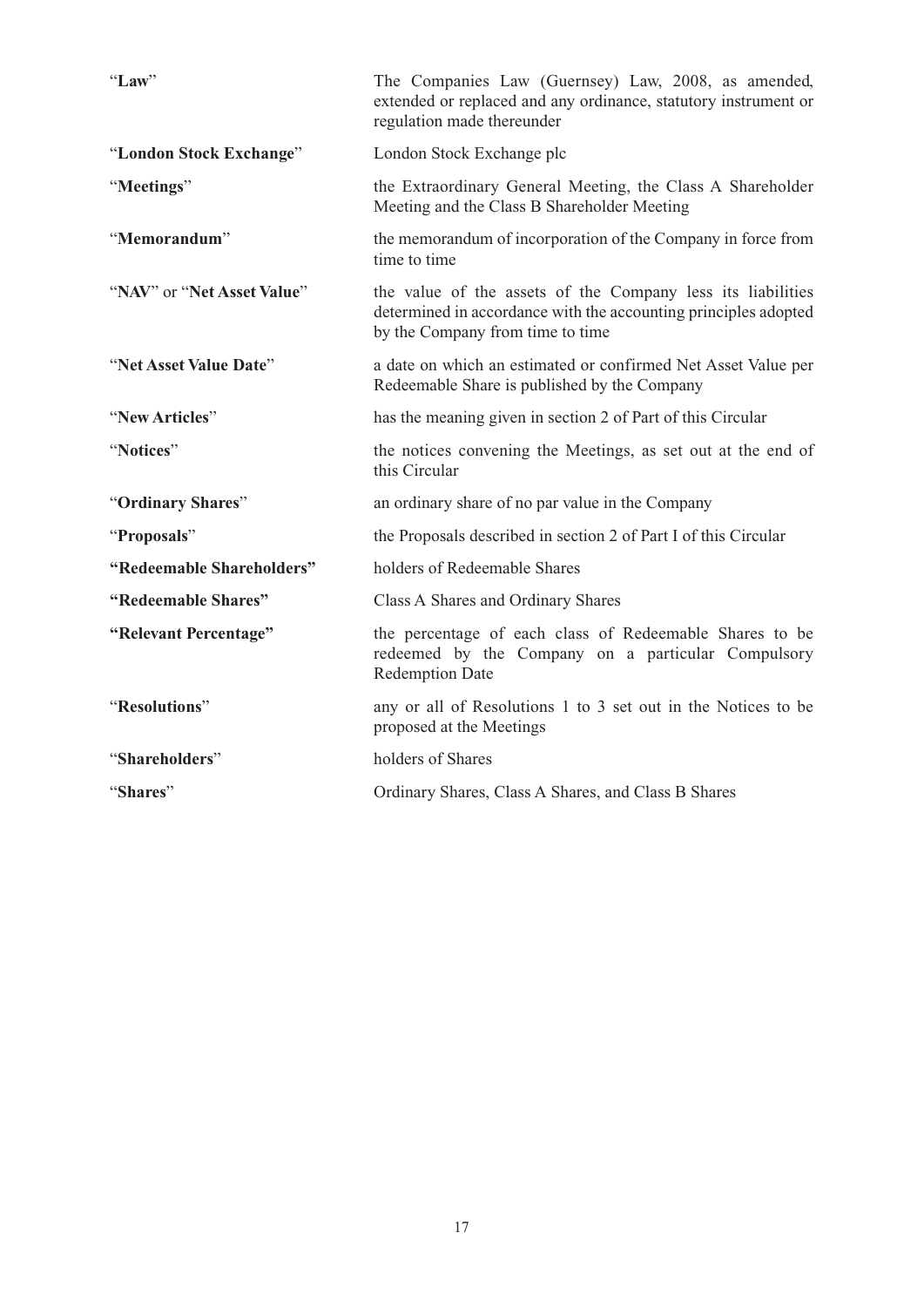| | |
|---|---|
| "**Law**" | The Companies Law (Guernsey) Law, 2008, as amended, extended or replaced and any ordinance, statutory instrument or regulation made thereunder |
| "**London Stock Exchange**" | London Stock Exchange plc |
| "**Meetings**" | the Extraordinary General Meeting, the Class A Shareholder Meeting and the Class B Shareholder Meeting |
| "**Memorandum**" | the memorandum of incorporation of the Company in force from time to time |
| "**NAV**" or "**Net Asset Value**" | the value of the assets of the Company less its liabilities determined in accordance with the accounting principles adopted by the Company from time to time |
| "**Net Asset Value Date**" | a date on which an estimated or confirmed Net Asset Value per Redeemable Share is published by the Company |
| "**New Articles**" | has the meaning given in section 2 of Part of this Circular |
| "**Notices**" | the notices convening the Meetings, as set out at the end of this Circular |
| "**Ordinary Shares**" | an ordinary share of no par value in the Company |
| "**Proposals**" | the Proposals described in section 2 of Part I of this Circular |
| **"Redeemable Shareholders"** | holders of Redeemable Shares |
| **"Redeemable Shares"** | Class A Shares and Ordinary Shares |
| **"Relevant Percentage"** | the percentage of each class of Redeemable Shares to be redeemed by the Company on a particular Compulsory Redemption Date |
| "**Resolutions**" | any or all of Resolutions 1 to 3 set out in the Notices to be proposed at the Meetings |
| "**Shareholders**" | holders of Shares |
| "**Shares**" | Ordinary Shares, Class A Shares, and Class B Shares |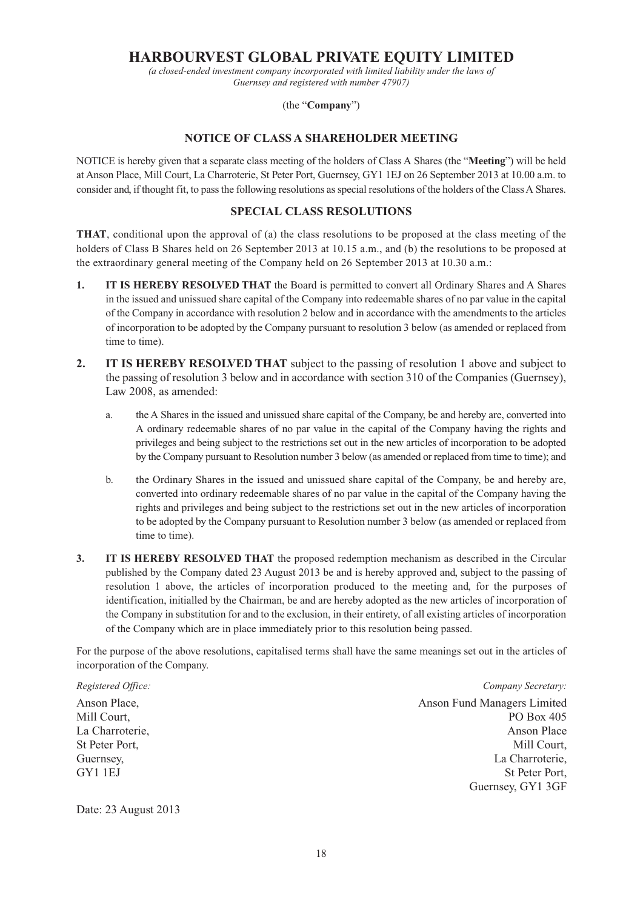# HARBOURVEST GLOBAL PRIVATE EQUITY LIMITED

*(a closed-ended investment company incorporated with limited liability under the laws of Guernsey and registered with number 47907)*

(the "**Company**")

## NOTICE OF CLASS A SHAREHOLDER MEETING

NOTICE is hereby given that a separate class meeting of the holders of Class A Shares (the "**Meeting**") will be held at Anson Place, Mill Court, La Charroterie, St Peter Port, Guernsey, GY1 1EJ on 26 September 2013 at 10.00 a.m. to consider and, if thought fit, to pass the following resolutions as special resolutions of the holders of the Class A Shares.

## SPECIAL CLASS RESOLUTIONS

**THAT**, conditional upon the approval of (a) the class resolutions to be proposed at the class meeting of the holders of Class B Shares held on 26 September 2013 at 10.15 a.m., and (b) the resolutions to be proposed at the extraordinary general meeting of the Company held on 26 September 2013 at 10.30 a.m.:

1. **IT IS HEREBY RESOLVED THAT** the Board is permitted to convert all Ordinary Shares and A Shares in the issued and unissued share capital of the Company into redeemable shares of no par value in the capital of the Company in accordance with resolution 2 below and in accordance with the amendments to the articles of incorporation to be adopted by the Company pursuant to resolution 3 below (as amended or replaced from time to time).

2. **IT IS HEREBY RESOLVED THAT** subject to the passing of resolution 1 above and subject to the passing of resolution 3 below and in accordance with section 310 of the Companies (Guernsey), Law 2008, as amended:

   a. the A Shares in the issued and unissued share capital of the Company, be and hereby are, converted into A ordinary redeemable shares of no par value in the capital of the Company having the rights and privileges and being subject to the restrictions set out in the new articles of incorporation to be adopted by the Company pursuant to Resolution number 3 below (as amended or replaced from time to time); and

   b. the Ordinary Shares in the issued and unissued share capital of the Company, be and hereby are, converted into ordinary redeemable shares of no par value in the capital of the Company having the rights and privileges and being subject to the restrictions set out in the new articles of incorporation to be adopted by the Company pursuant to Resolution number 3 below (as amended or replaced from time to time).

3. **IT IS HEREBY RESOLVED THAT** the proposed redemption mechanism as described in the Circular published by the Company dated 23 August 2013 be and is hereby approved and, subject to the passing of resolution 1 above, the articles of incorporation produced to the meeting and, for the purposes of identification, initialled by the Chairman, be and are hereby adopted as the new articles of incorporation of the Company in substitution for and to the exclusion, in their entirety, of all existing articles of incorporation of the Company which are in place immediately prior to this resolution being passed.

For the purpose of the above resolutions, capitalised terms shall have the same meanings set out in the articles of incorporation of the Company.

*Registered Office:*
Anson Place,
Mill Court,
La Charroterie,
St Peter Port,
Guernsey,
GY1 1EJ

*Company Secretary:*
Anson Fund Managers Limited
PO Box 405
Anson Place
Mill Court,
La Charroterie,
St Peter Port,
Guernsey, GY1 3GF

Date: 23 August 2013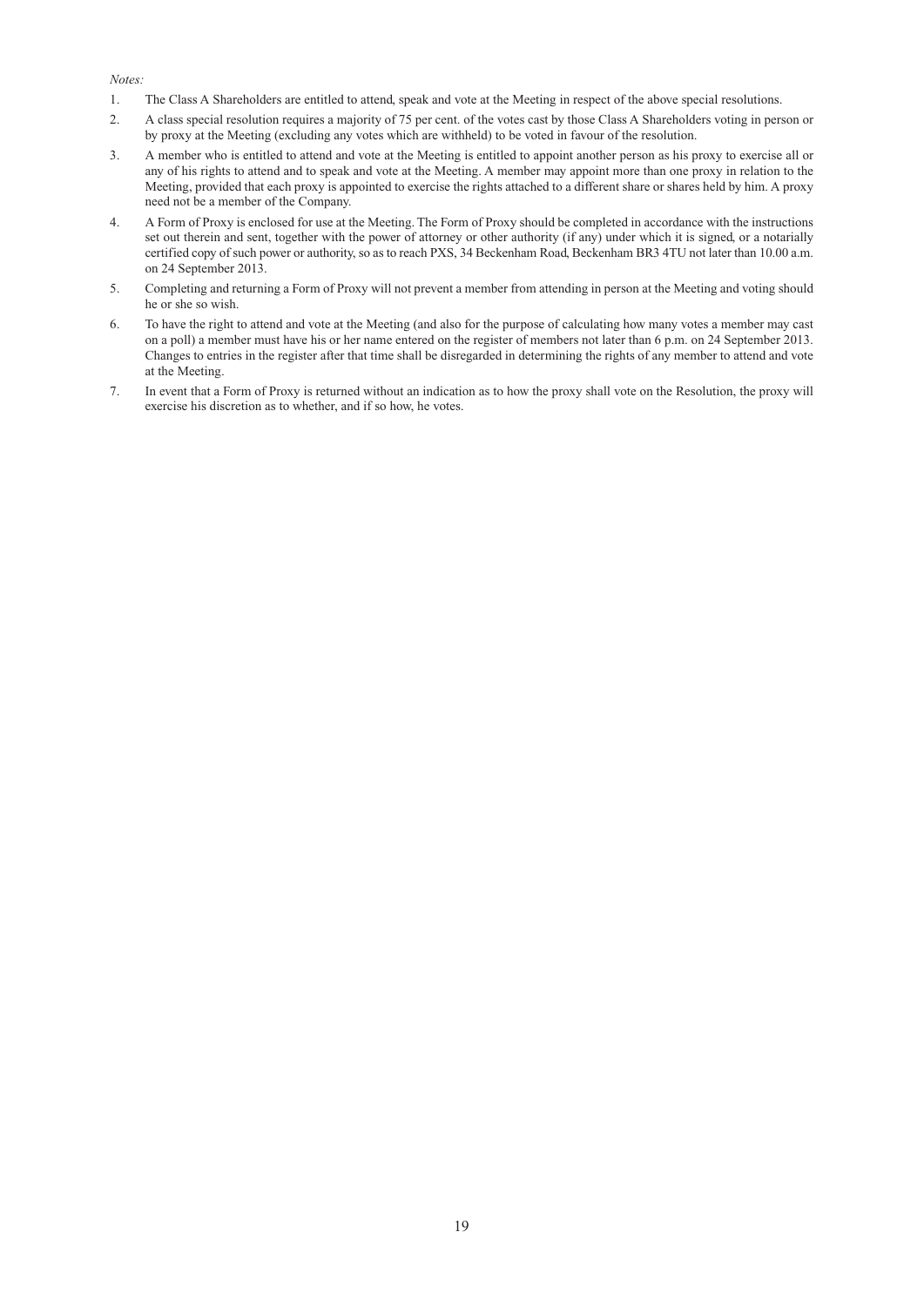*Notes:*

1. The Class A Shareholders are entitled to attend, speak and vote at the Meeting in respect of the above special resolutions.
2. A class special resolution requires a majority of 75 per cent. of the votes cast by those Class A Shareholders voting in person or by proxy at the Meeting (excluding any votes which are withheld) to be voted in favour of the resolution.
3. A member who is entitled to attend and vote at the Meeting is entitled to appoint another person as his proxy to exercise all or any of his rights to attend and to speak and vote at the Meeting. A member may appoint more than one proxy in relation to the Meeting, provided that each proxy is appointed to exercise the rights attached to a different share or shares held by him. A proxy need not be a member of the Company.
4. A Form of Proxy is enclosed for use at the Meeting. The Form of Proxy should be completed in accordance with the instructions set out therein and sent, together with the power of attorney or other authority (if any) under which it is signed, or a notarially certified copy of such power or authority, so as to reach PXS, 34 Beckenham Road, Beckenham BR3 4TU not later than 10.00 a.m. on 24 September 2013.
5. Completing and returning a Form of Proxy will not prevent a member from attending in person at the Meeting and voting should he or she so wish.
6. To have the right to attend and vote at the Meeting (and also for the purpose of calculating how many votes a member may cast on a poll) a member must have his or her name entered on the register of members not later than 6 p.m. on 24 September 2013. Changes to entries in the register after that time shall be disregarded in determining the rights of any member to attend and vote at the Meeting.
7. In event that a Form of Proxy is returned without an indication as to how the proxy shall vote on the Resolution, the proxy will exercise his discretion as to whether, and if so how, he votes.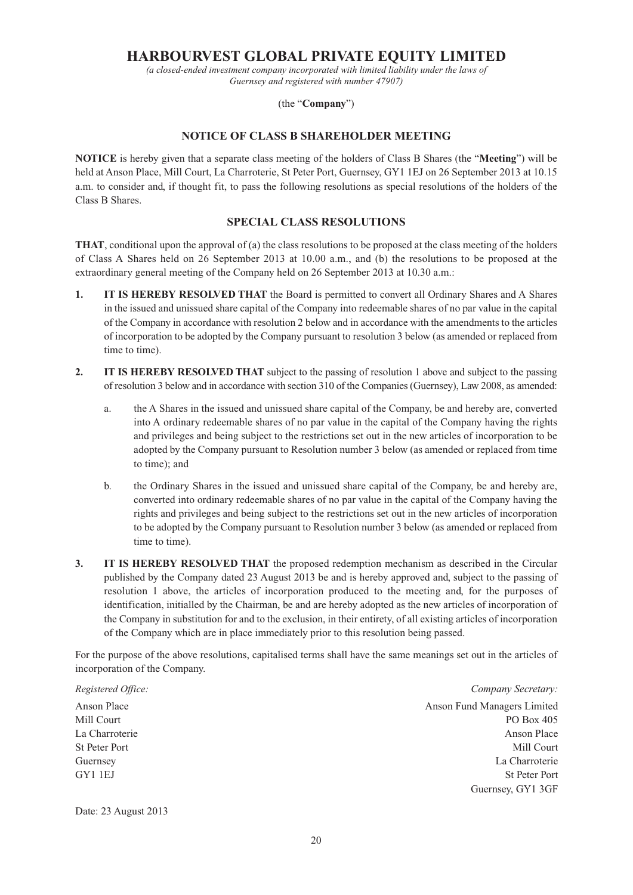# HARBOURVEST GLOBAL PRIVATE EQUITY LIMITED

*(a closed-ended investment company incorporated with limited liability under the laws of Guernsey and registered with number 47907)*

(the "**Company**")

## NOTICE OF CLASS B SHAREHOLDER MEETING

**NOTICE** is hereby given that a separate class meeting of the holders of Class B Shares (the "**Meeting**") will be held at Anson Place, Mill Court, La Charroterie, St Peter Port, Guernsey, GY1 1EJ on 26 September 2013 at 10.15 a.m. to consider and, if thought fit, to pass the following resolutions as special resolutions of the holders of the Class B Shares.

## SPECIAL CLASS RESOLUTIONS

**THAT**, conditional upon the approval of (a) the class resolutions to be proposed at the class meeting of the holders of Class A Shares held on 26 September 2013 at 10.00 a.m., and (b) the resolutions to be proposed at the extraordinary general meeting of the Company held on 26 September 2013 at 10.30 a.m.:

1. **IT IS HEREBY RESOLVED THAT** the Board is permitted to convert all Ordinary Shares and A Shares in the issued and unissued share capital of the Company into redeemable shares of no par value in the capital of the Company in accordance with resolution 2 below and in accordance with the amendments to the articles of incorporation to be adopted by the Company pursuant to resolution 3 below (as amended or replaced from time to time).

2. **IT IS HEREBY RESOLVED THAT** subject to the passing of resolution 1 above and subject to the passing of resolution 3 below and in accordance with section 310 of the Companies (Guernsey), Law 2008, as amended:

   a. the A Shares in the issued and unissued share capital of the Company, be and hereby are, converted into A ordinary redeemable shares of no par value in the capital of the Company having the rights and privileges and being subject to the restrictions set out in the new articles of incorporation to be adopted by the Company pursuant to Resolution number 3 below (as amended or replaced from time to time); and

   b. the Ordinary Shares in the issued and unissued share capital of the Company, be and hereby are, converted into ordinary redeemable shares of no par value in the capital of the Company having the rights and privileges and being subject to the restrictions set out in the new articles of incorporation to be adopted by the Company pursuant to Resolution number 3 below (as amended or replaced from time to time).

3. **IT IS HEREBY RESOLVED THAT** the proposed redemption mechanism as described in the Circular published by the Company dated 23 August 2013 be and is hereby approved and, subject to the passing of resolution 1 above, the articles of incorporation produced to the meeting and, for the purposes of identification, initialled by the Chairman, be and are hereby adopted as the new articles of incorporation of the Company in substitution for and to the exclusion, in their entirety, of all existing articles of incorporation of the Company which are in place immediately prior to this resolution being passed.

For the purpose of the above resolutions, capitalised terms shall have the same meanings set out in the articles of incorporation of the Company.

*Registered Office:*
Anson Place
Mill Court
La Charroterie
St Peter Port
Guernsey
GY1 1EJ

*Company Secretary:*
Anson Fund Managers Limited
PO Box 405
Anson Place
Mill Court
La Charroterie
St Peter Port
Guernsey, GY1 3GF

Date: 23 August 2013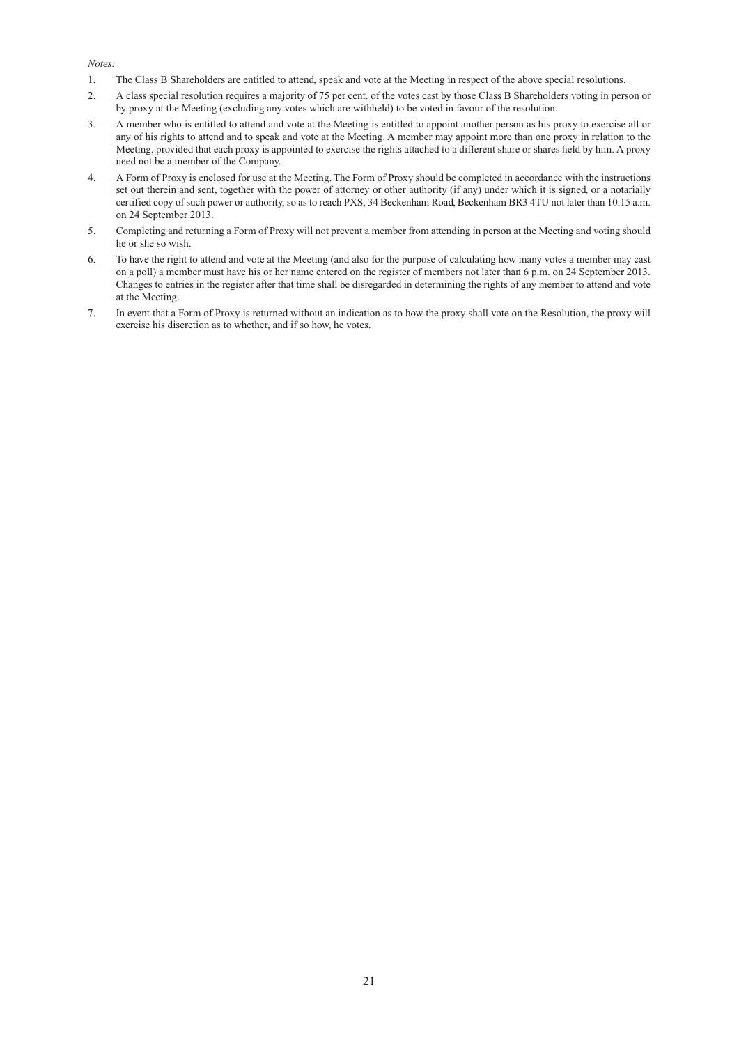*Notes:*

1. The Class B Shareholders are entitled to attend, speak and vote at the Meeting in respect of the above special resolutions.
2. A class special resolution requires a majority of 75 per cent. of the votes cast by those Class B Shareholders voting in person or by proxy at the Meeting (excluding any votes which are withheld) to be voted in favour of the resolution.
3. A member who is entitled to attend and vote at the Meeting is entitled to appoint another person as his proxy to exercise all or any of his rights to attend and to speak and vote at the Meeting. A member may appoint more than one proxy in relation to the Meeting, provided that each proxy is appointed to exercise the rights attached to a different share or shares held by him. A proxy need not be a member of the Company.
4. A Form of Proxy is enclosed for use at the Meeting. The Form of Proxy should be completed in accordance with the instructions set out therein and sent, together with the power of attorney or other authority (if any) under which it is signed, or a notarially certified copy of such power or authority, so as to reach PXS, 34 Beckenham Road, Beckenham BR3 4TU not later than 10.15 a.m. on 24 September 2013.
5. Completing and returning a Form of Proxy will not prevent a member from attending in person at the Meeting and voting should he or she so wish.
6. To have the right to attend and vote at the Meeting (and also for the purpose of calculating how many votes a member may cast on a poll) a member must have his or her name entered on the register of members not later than 6 p.m. on 24 September 2013. Changes to entries in the register after that time shall be disregarded in determining the rights of any member to attend and vote at the Meeting.
7. In event that a Form of Proxy is returned without an indication as to how the proxy shall vote on the Resolution, the proxy will exercise his discretion as to whether, and if so how, he votes.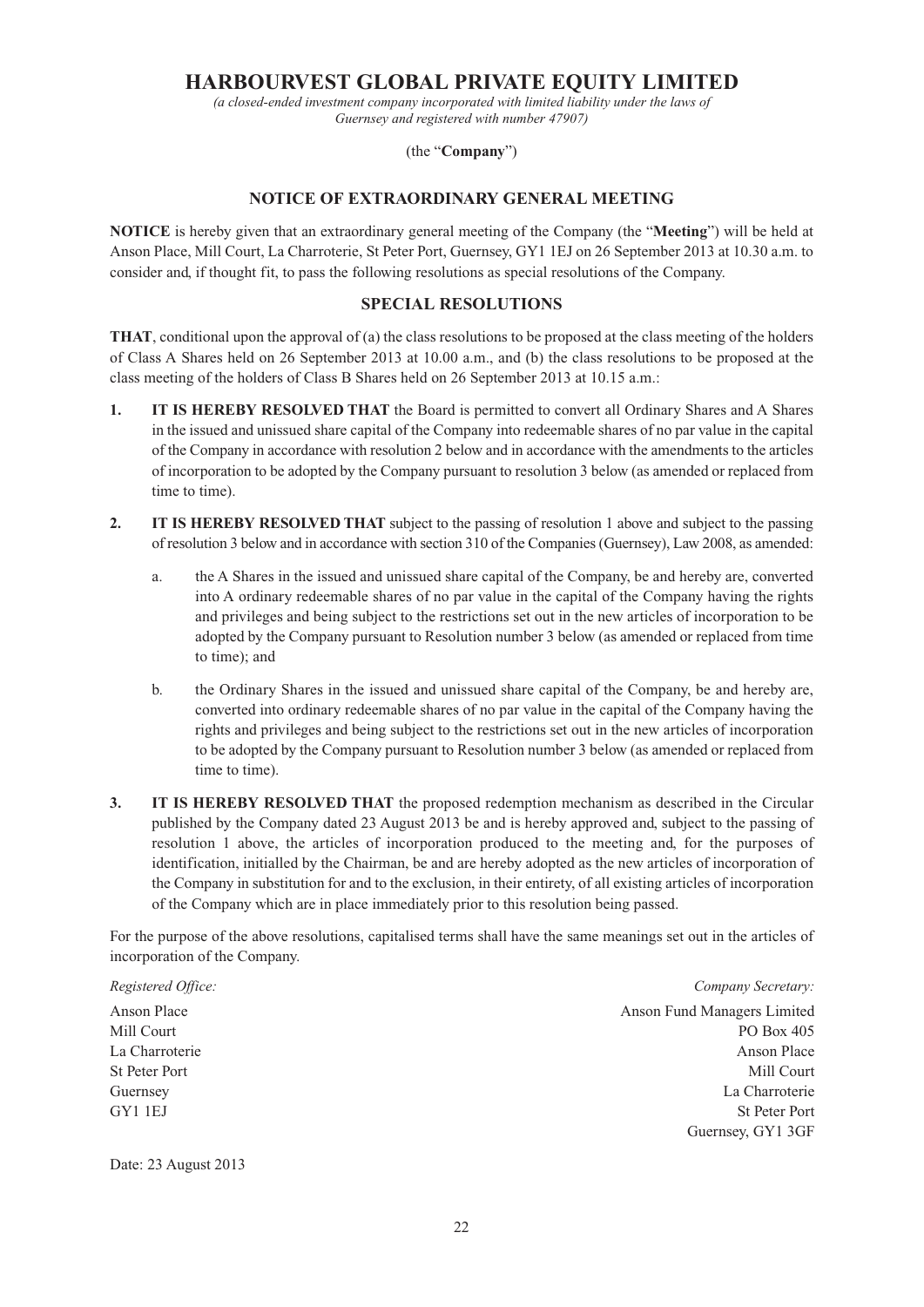# HARBOURVEST GLOBAL PRIVATE EQUITY LIMITED

*(a closed-ended investment company incorporated with limited liability under the laws of Guernsey and registered with number 47907)*

(the "**Company**")

## NOTICE OF EXTRAORDINARY GENERAL MEETING

**NOTICE** is hereby given that an extraordinary general meeting of the Company (the "**Meeting**") will be held at Anson Place, Mill Court, La Charroterie, St Peter Port, Guernsey, GY1 1EJ on 26 September 2013 at 10.30 a.m. to consider and, if thought fit, to pass the following resolutions as special resolutions of the Company.

## SPECIAL RESOLUTIONS

**THAT**, conditional upon the approval of (a) the class resolutions to be proposed at the class meeting of the holders of Class A Shares held on 26 September 2013 at 10.00 a.m., and (b) the class resolutions to be proposed at the class meeting of the holders of Class B Shares held on 26 September 2013 at 10.15 a.m.:

1. **IT IS HEREBY RESOLVED THAT** the Board is permitted to convert all Ordinary Shares and A Shares in the issued and unissued share capital of the Company into redeemable shares of no par value in the capital of the Company in accordance with resolution 2 below and in accordance with the amendments to the articles of incorporation to be adopted by the Company pursuant to resolution 3 below (as amended or replaced from time to time).

2. **IT IS HEREBY RESOLVED THAT** subject to the passing of resolution 1 above and subject to the passing of resolution 3 below and in accordance with section 310 of the Companies (Guernsey), Law 2008, as amended:

   a. the A Shares in the issued and unissued share capital of the Company, be and hereby are, converted into A ordinary redeemable shares of no par value in the capital of the Company having the rights and privileges and being subject to the restrictions set out in the new articles of incorporation to be adopted by the Company pursuant to Resolution number 3 below (as amended or replaced from time to time); and

   b. the Ordinary Shares in the issued and unissued share capital of the Company, be and hereby are, converted into ordinary redeemable shares of no par value in the capital of the Company having the rights and privileges and being subject to the restrictions set out in the new articles of incorporation to be adopted by the Company pursuant to Resolution number 3 below (as amended or replaced from time to time).

3. **IT IS HEREBY RESOLVED THAT** the proposed redemption mechanism as described in the Circular published by the Company dated 23 August 2013 be and is hereby approved and, subject to the passing of resolution 1 above, the articles of incorporation produced to the meeting and, for the purposes of identification, initialled by the Chairman, be and are hereby adopted as the new articles of incorporation of the Company in substitution for and to the exclusion, in their entirety, of all existing articles of incorporation of the Company which are in place immediately prior to this resolution being passed.

For the purpose of the above resolutions, capitalised terms shall have the same meanings set out in the articles of incorporation of the Company.

*Registered Office:*

Anson Place
Mill Court
La Charroterie
St Peter Port
Guernsey
GY1 1EJ

*Company Secretary:*

Anson Fund Managers Limited
PO Box 405
Anson Place
Mill Court
La Charroterie
St Peter Port
Guernsey, GY1 3GF

Date: 23 August 2013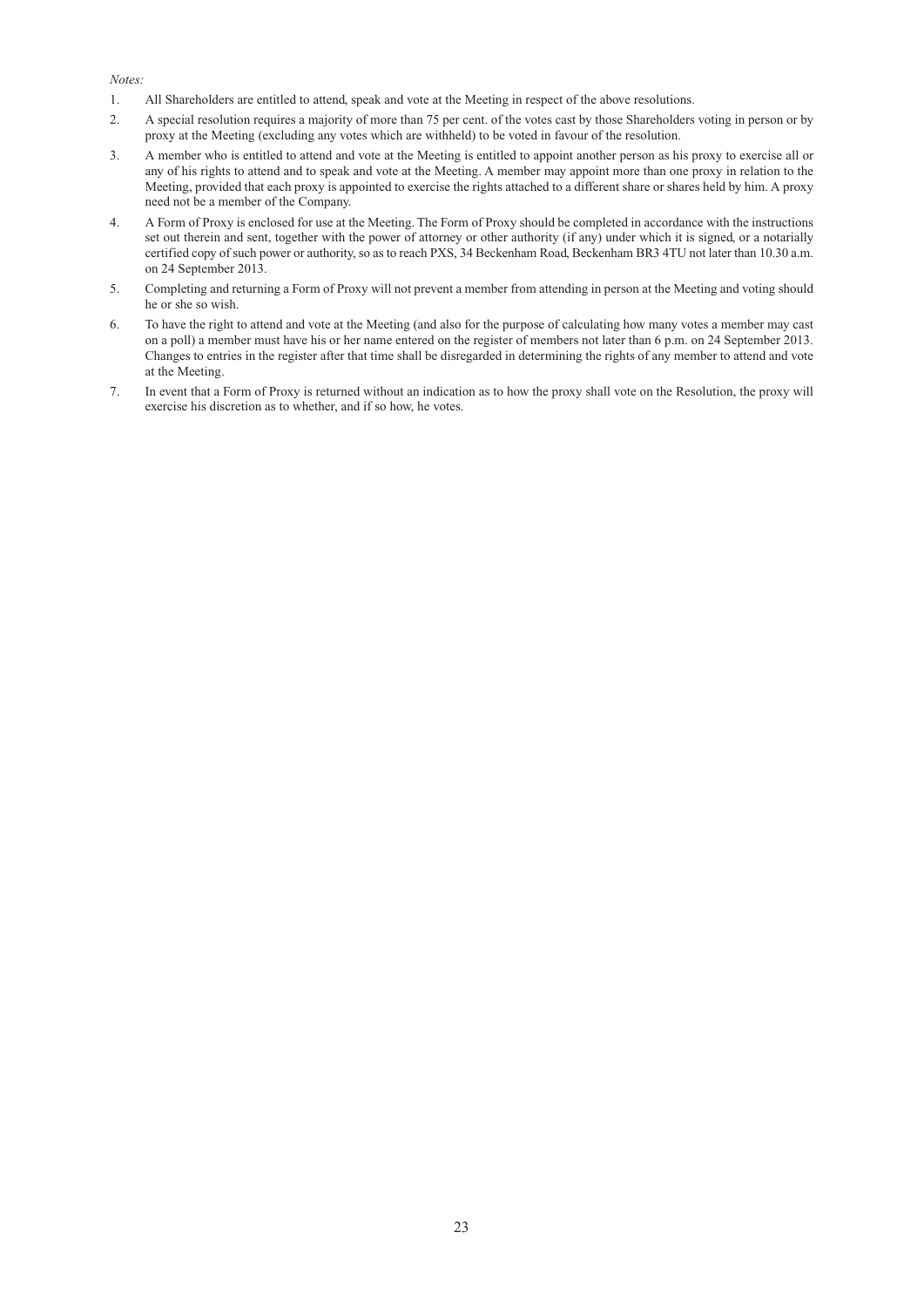*Notes:*

1. All Shareholders are entitled to attend, speak and vote at the Meeting in respect of the above resolutions.
2. A special resolution requires a majority of more than 75 per cent. of the votes cast by those Shareholders voting in person or by proxy at the Meeting (excluding any votes which are withheld) to be voted in favour of the resolution.
3. A member who is entitled to attend and vote at the Meeting is entitled to appoint another person as his proxy to exercise all or any of his rights to attend and to speak and vote at the Meeting. A member may appoint more than one proxy in relation to the Meeting, provided that each proxy is appointed to exercise the rights attached to a different share or shares held by him. A proxy need not be a member of the Company.
4. A Form of Proxy is enclosed for use at the Meeting. The Form of Proxy should be completed in accordance with the instructions set out therein and sent, together with the power of attorney or other authority (if any) under which it is signed, or a notarially certified copy of such power or authority, so as to reach PXS, 34 Beckenham Road, Beckenham BR3 4TU not later than 10.30 a.m. on 24 September 2013.
5. Completing and returning a Form of Proxy will not prevent a member from attending in person at the Meeting and voting should he or she so wish.
6. To have the right to attend and vote at the Meeting (and also for the purpose of calculating how many votes a member may cast on a poll) a member must have his or her name entered on the register of members not later than 6 p.m. on 24 September 2013. Changes to entries in the register after that time shall be disregarded in determining the rights of any member to attend and vote at the Meeting.
7. In event that a Form of Proxy is returned without an indication as to how the proxy shall vote on the Resolution, the proxy will exercise his discretion as to whether, and if so how, he votes.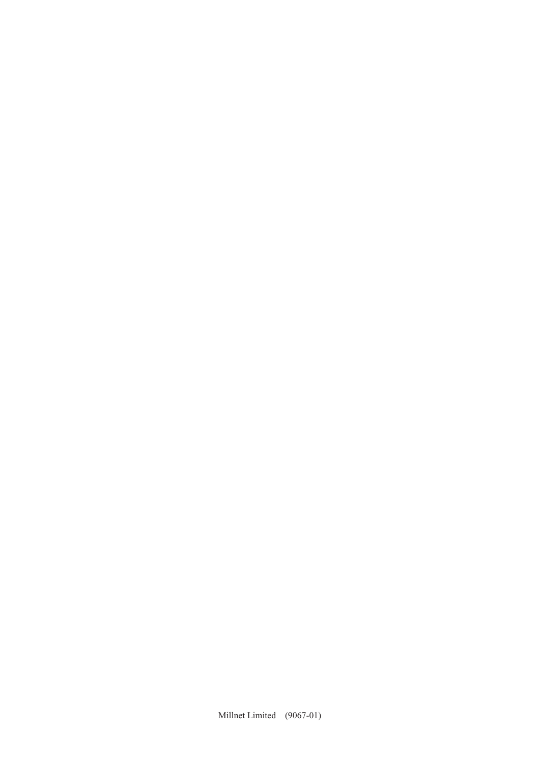Millnet Limited (9067-01)